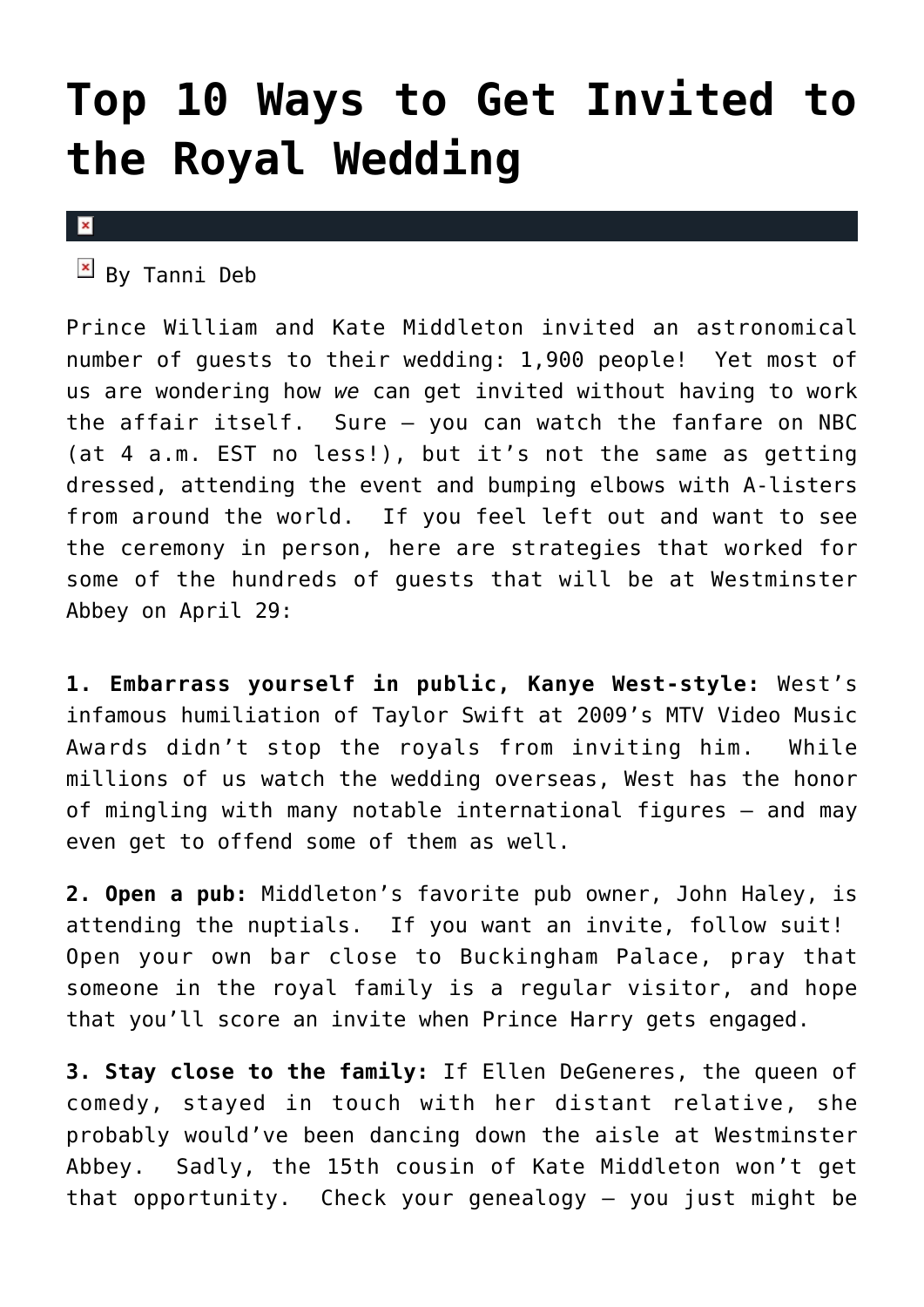# Top 10 Ways to Get Invited to the Royal Wedding

By Tanni Deb

Prince William and Kate Middleton invited an astronomical number of guests to their wedding: 1,900 people! Yet most of us are wondering how *we* can get invited without having to work the affair itself. Sure – you can watch the fanfare on NBC (at 4 a.m. EST no less!), but it's not the same as getting dressed, attending the event and bumping elbows with A-listers from around the world. If you feel left out and want to see the ceremony in person, here are strategies that worked for some of the hundreds of guests that will be at Westminster Abbey on April 29:

**1. Embarrass yourself in public, Kanye West-style:** West's infamous humiliation of Taylor Swift at 2009's MTV Video Music Awards didn't stop the royals from inviting him. While millions of us watch the wedding overseas, West has the honor of mingling with many notable international figures – and may even get to offend some of them as well.

**2. Open a pub:** Middleton's favorite pub owner, John Haley, is attending the nuptials. If you want an invite, follow suit! Open your own bar close to Buckingham Palace, pray that someone in the royal family is a regular visitor, and hope that you'll score an invite when Prince Harry gets engaged.

**3. Stay close to the family:** If Ellen DeGeneres, the queen of comedy, stayed in touch with her distant relative, she probably would've been dancing down the aisle at Westminster Abbey. Sadly, the 15th cousin of Kate Middleton won't get that opportunity. Check your genealogy – you just might be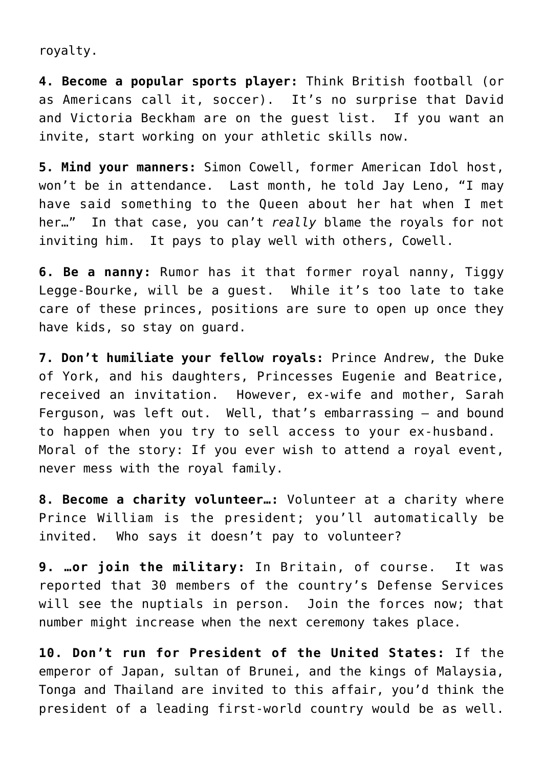royalty.

**4. Become a popular sports player:** Think British football (or as Americans call it, soccer). It's no surprise that David and Victoria Beckham are on the guest list. If you want an invite, start working on your athletic skills now.

**5. Mind your manners:** Simon Cowell, former American Idol host, won't be in attendance. Last month, he told Jay Leno, "I may have said something to the Queen about her hat when I met her…" In that case, you can't *really* blame the royals for not inviting him. It pays to play well with others, Cowell.

**6. Be a nanny:** Rumor has it that former royal nanny, Tiggy Legge-Bourke, will be a guest. While it's too late to take care of these princes, positions are sure to open up once they have kids, so stay on guard.

**7. Don't humiliate your fellow royals:** Prince Andrew, the Duke of York, and his daughters, Princesses Eugenie and Beatrice, received an invitation. However, ex-wife and mother, Sarah Ferguson, was left out. Well, that's embarrassing – and bound to happen when you try to sell access to your ex-husband. Moral of the story: If you ever wish to attend a royal event, never mess with the royal family.

**8. Become a charity volunteer…:** Volunteer at a charity where Prince William is the president; you'll automatically be invited. Who says it doesn't pay to volunteer?

**9. …or join the military:** In Britain, of course. It was reported that 30 members of the country's Defense Services will see the nuptials in person. Join the forces now; that number might increase when the next ceremony takes place.

**10. Don't run for President of the United States:** If the emperor of Japan, sultan of Brunei, and the kings of Malaysia, Tonga and Thailand are invited to this affair, you'd think the president of a leading first-world country would be as well.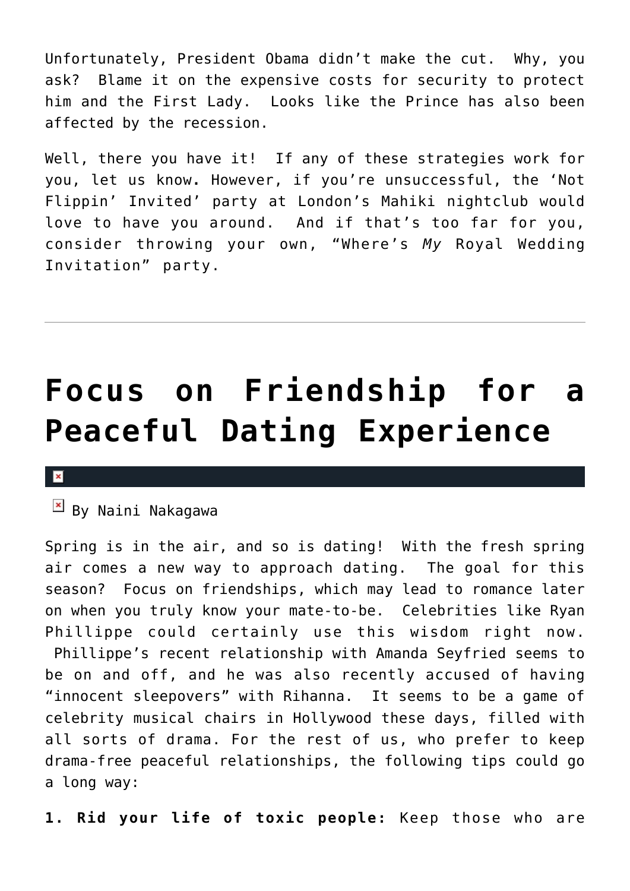Unfortunately, President Obama didn't make the cut. Why, you ask? Blame it on the expensive costs for security to protect him and the First Lady. Looks like the Prince has also been affected by the recession.

Well, there you have it! If any of these strategies work for you, let us know. However, if you're unsuccessful, the 'Not Flippin' Invited' party at London's Mahiki nightclub would love to have you around. And if that's too far for you, consider throwing your own, "Where's *My* Royal Wedding Invitation" party.

---

# Focus on Friendship for a Peaceful Dating Experience

By Naini Nakagawa

Spring is in the air, and so is dating! With the fresh spring air comes a new way to approach dating. The goal for this season? Focus on friendships, which may lead to romance later on when you truly know your mate-to-be. Celebrities like Ryan Phillippe could certainly use this wisdom right now. Phillippe's recent relationship with Amanda Seyfried seems to be on and off, and he was also recently accused of having "innocent sleepovers" with Rihanna. It seems to be a game of celebrity musical chairs in Hollywood these days, filled with all sorts of drama. For the rest of us, who prefer to keep drama-free peaceful relationships, the following tips could go a long way:

**1. Rid your life of toxic people:** Keep those who are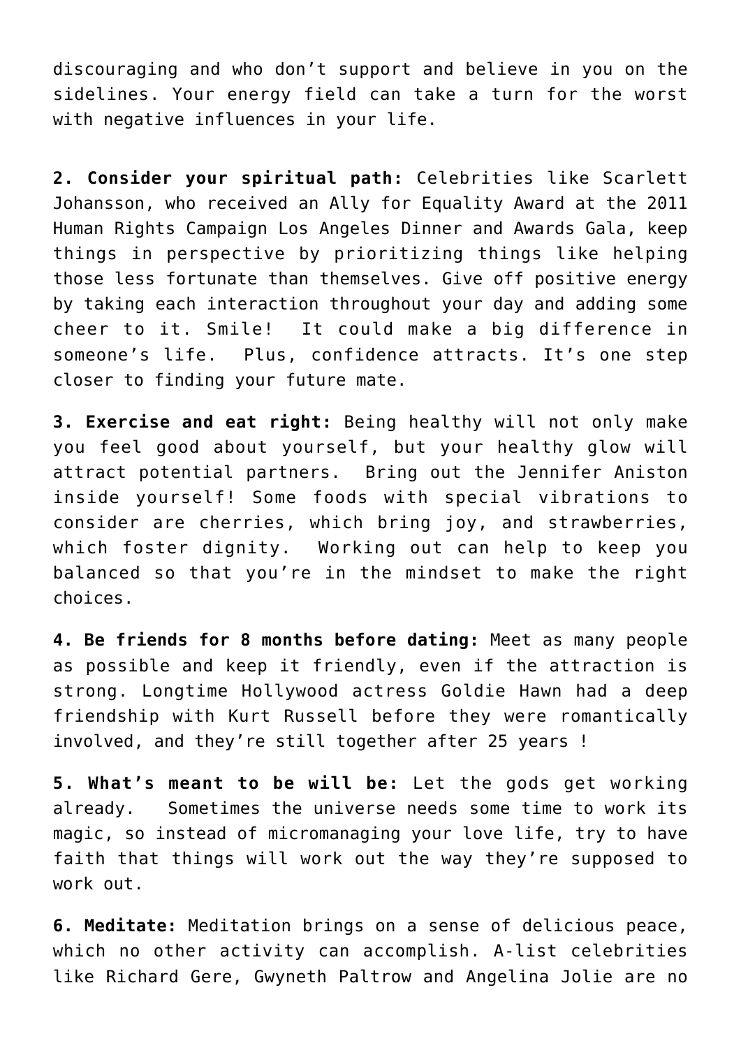discouraging and who don't support and believe in you on the sidelines. Your energy field can take a turn for the worst with negative influences in your life.

**2. Consider your spiritual path:** Celebrities like Scarlett Johansson, who received an Ally for Equality Award at the 2011 Human Rights Campaign Los Angeles Dinner and Awards Gala, keep things in perspective by prioritizing things like helping those less fortunate than themselves. Give off positive energy by taking each interaction throughout your day and adding some cheer to it. Smile! It could make a big difference in someone's life. Plus, confidence attracts. It's one step closer to finding your future mate.

**3. Exercise and eat right:** Being healthy will not only make you feel good about yourself, but your healthy glow will attract potential partners. Bring out the Jennifer Aniston inside yourself! Some foods with special vibrations to consider are cherries, which bring joy, and strawberries, which foster dignity. Working out can help to keep you balanced so that you're in the mindset to make the right choices.

**4. Be friends for 8 months before dating:** Meet as many people as possible and keep it friendly, even if the attraction is strong. Longtime Hollywood actress Goldie Hawn had a deep friendship with Kurt Russell before they were romantically involved, and they're still together after 25 years !

**5. What's meant to be will be:** Let the gods get working already. Sometimes the universe needs some time to work its magic, so instead of micromanaging your love life, try to have faith that things will work out the way they're supposed to work out.

**6. Meditate:** Meditation brings on a sense of delicious peace, which no other activity can accomplish. A-list celebrities like Richard Gere, Gwyneth Paltrow and Angelina Jolie are no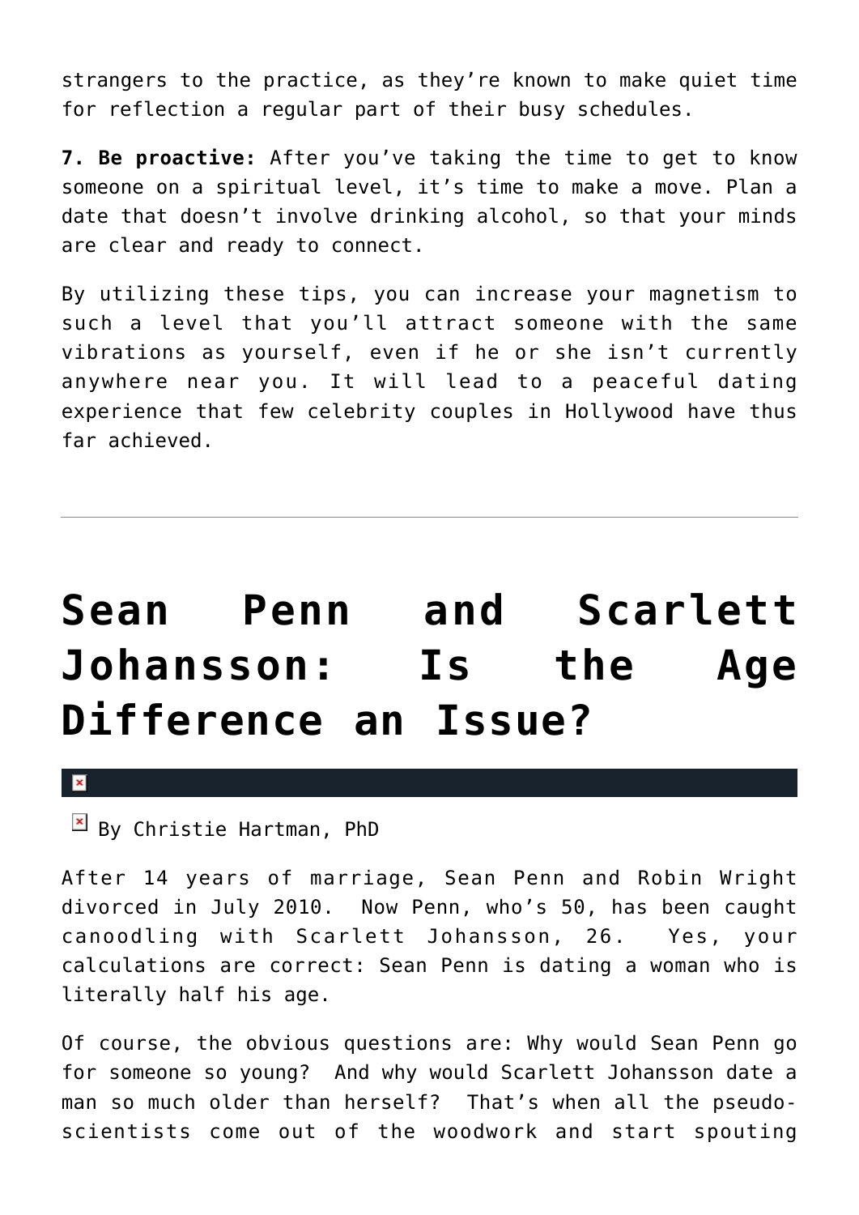strangers to the practice, as they're known to make quiet time for reflection a regular part of their busy schedules.

**7. Be proactive:** After you've taking the time to get to know someone on a spiritual level, it's time to make a move. Plan a date that doesn't involve drinking alcohol, so that your minds are clear and ready to connect.

By utilizing these tips, you can increase your magnetism to such a level that you'll attract someone with the same vibrations as yourself, even if he or she isn't currently anywhere near you. It will lead to a peaceful dating experience that few celebrity couples in Hollywood have thus far achieved.

---

# Sean Penn and Scarlett Johansson: Is the Age Difference an Issue?

By Christie Hartman, PhD

After 14 years of marriage, Sean Penn and Robin Wright divorced in July 2010. Now Penn, who's 50, has been caught canoodling with Scarlett Johansson, 26. Yes, your calculations are correct: Sean Penn is dating a woman who is literally half his age.

Of course, the obvious questions are: Why would Sean Penn go for someone so young? And why would Scarlett Johansson date a man so much older than herself? That's when all the pseudo-scientists come out of the woodwork and start spouting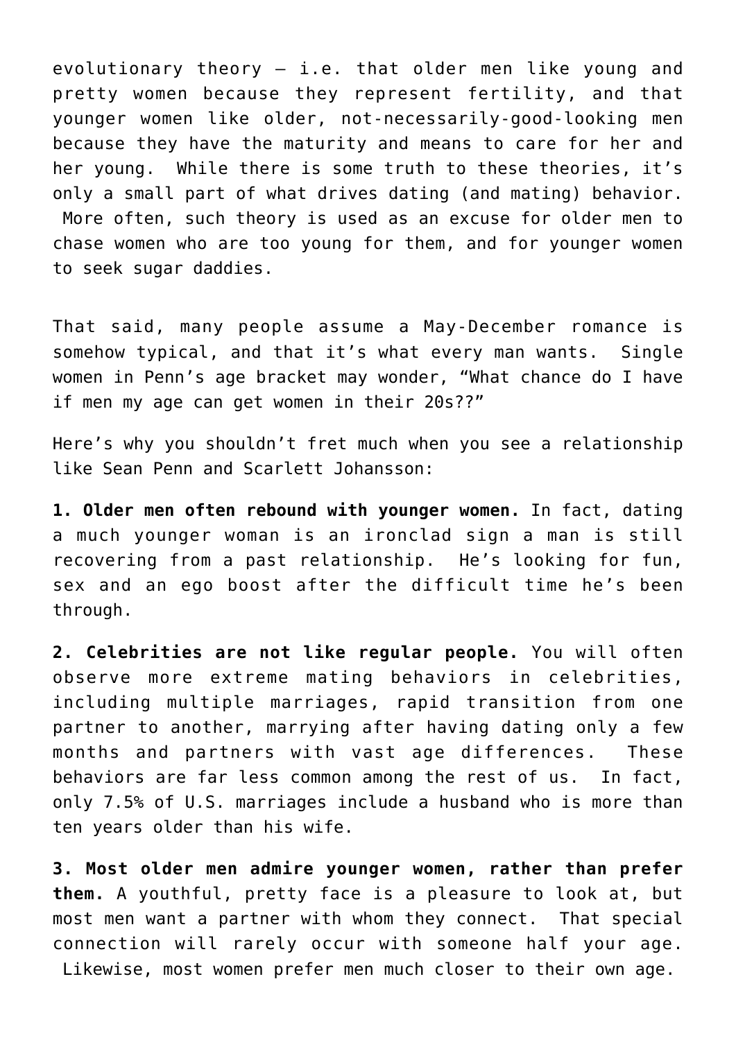evolutionary theory – i.e. that older men like young and pretty women because they represent fertility, and that younger women like older, not-necessarily-good-looking men because they have the maturity and means to care for her and her young. While there is some truth to these theories, it's only a small part of what drives dating (and mating) behavior. More often, such theory is used as an excuse for older men to chase women who are too young for them, and for younger women to seek sugar daddies.

That said, many people assume a May-December romance is somehow typical, and that it's what every man wants. Single women in Penn's age bracket may wonder, "What chance do I have if men my age can get women in their 20s??"

Here's why you shouldn't fret much when you see a relationship like Sean Penn and Scarlett Johansson:

**1. Older men often rebound with younger women.** In fact, dating a much younger woman is an ironclad sign a man is still recovering from a past relationship. He's looking for fun, sex and an ego boost after the difficult time he's been through.

**2. Celebrities are not like regular people.** You will often observe more extreme mating behaviors in celebrities, including multiple marriages, rapid transition from one partner to another, marrying after having dating only a few months and partners with vast age differences. These behaviors are far less common among the rest of us. In fact, only 7.5% of U.S. marriages include a husband who is more than ten years older than his wife.

**3. Most older men admire younger women, rather than prefer them.** A youthful, pretty face is a pleasure to look at, but most men want a partner with whom they connect. That special connection will rarely occur with someone half your age. Likewise, most women prefer men much closer to their own age.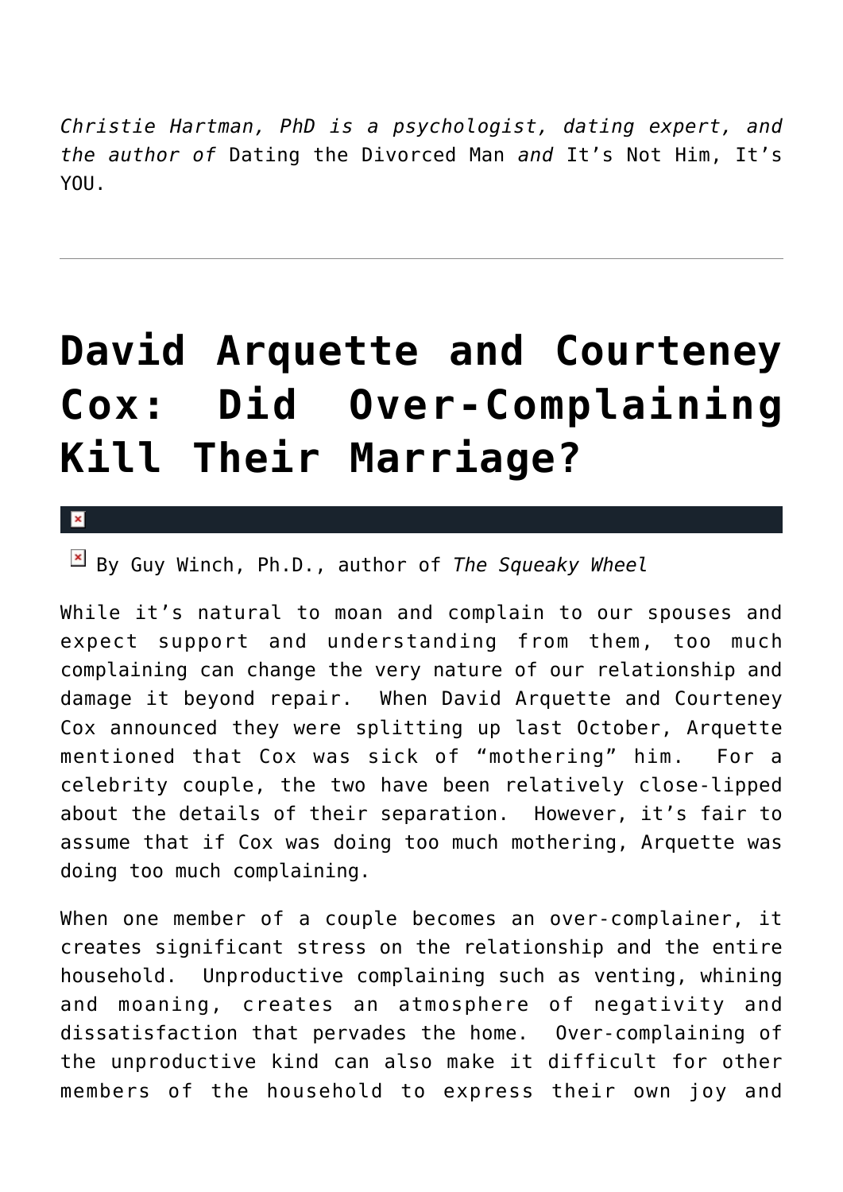*Christie Hartman, PhD is a psychologist, dating expert, and the author of* Dating the Divorced Man *and* It's Not Him, It's YOU.

---

# David Arquette and Courteney Cox: Did Over-Complaining Kill Their Marriage?

By Guy Winch, Ph.D., author of *The Squeaky Wheel*

While it's natural to moan and complain to our spouses and expect support and understanding from them, too much complaining can change the very nature of our relationship and damage it beyond repair. When David Arquette and Courteney Cox announced they were splitting up last October, Arquette mentioned that Cox was sick of "mothering" him. For a celebrity couple, the two have been relatively close-lipped about the details of their separation. However, it's fair to assume that if Cox was doing too much mothering, Arquette was doing too much complaining.

When one member of a couple becomes an over-complainer, it creates significant stress on the relationship and the entire household. Unproductive complaining such as venting, whining and moaning, creates an atmosphere of negativity and dissatisfaction that pervades the home. Over-complaining of the unproductive kind can also make it difficult for other members of the household to express their own joy and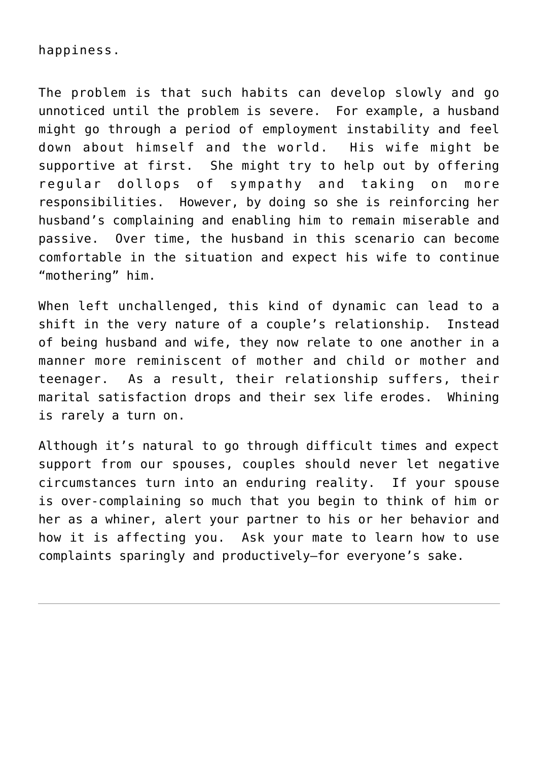happiness.

The problem is that such habits can develop slowly and go unnoticed until the problem is severe. For example, a husband might go through a period of employment instability and feel down about himself and the world. His wife might be supportive at first. She might try to help out by offering regular dollops of sympathy and taking on more responsibilities. However, by doing so she is reinforcing her husband's complaining and enabling him to remain miserable and passive. Over time, the husband in this scenario can become comfortable in the situation and expect his wife to continue "mothering" him.

When left unchallenged, this kind of dynamic can lead to a shift in the very nature of a couple's relationship. Instead of being husband and wife, they now relate to one another in a manner more reminiscent of mother and child or mother and teenager. As a result, their relationship suffers, their marital satisfaction drops and their sex life erodes. Whining is rarely a turn on.

Although it's natural to go through difficult times and expect support from our spouses, couples should never let negative circumstances turn into an enduring reality. If your spouse is over-complaining so much that you begin to think of him or her as a whiner, alert your partner to his or her behavior and how it is affecting you. Ask your mate to learn how to use complaints sparingly and productively—for everyone's sake.

---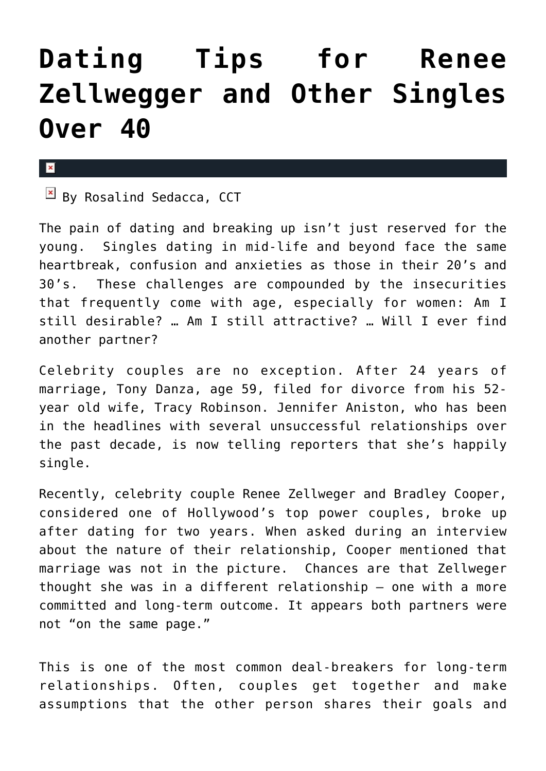# Dating Tips for Renee Zellwegger and Other Singles Over 40

By Rosalind Sedacca, CCT

The pain of dating and breaking up isn't just reserved for the young. Singles dating in mid-life and beyond face the same heartbreak, confusion and anxieties as those in their 20's and 30's. These challenges are compounded by the insecurities that frequently come with age, especially for women: Am I still desirable? … Am I still attractive? … Will I ever find another partner?

Celebrity couples are no exception. After 24 years of marriage, Tony Danza, age 59, filed for divorce from his 52-year old wife, Tracy Robinson. Jennifer Aniston, who has been in the headlines with several unsuccessful relationships over the past decade, is now telling reporters that she's happily single.

Recently, celebrity couple Renee Zellweger and Bradley Cooper, considered one of Hollywood's top power couples, broke up after dating for two years. When asked during an interview about the nature of their relationship, Cooper mentioned that marriage was not in the picture. Chances are that Zellweger thought she was in a different relationship – one with a more committed and long-term outcome. It appears both partners were not "on the same page."

This is one of the most common deal-breakers for long-term relationships. Often, couples get together and make assumptions that the other person shares their goals and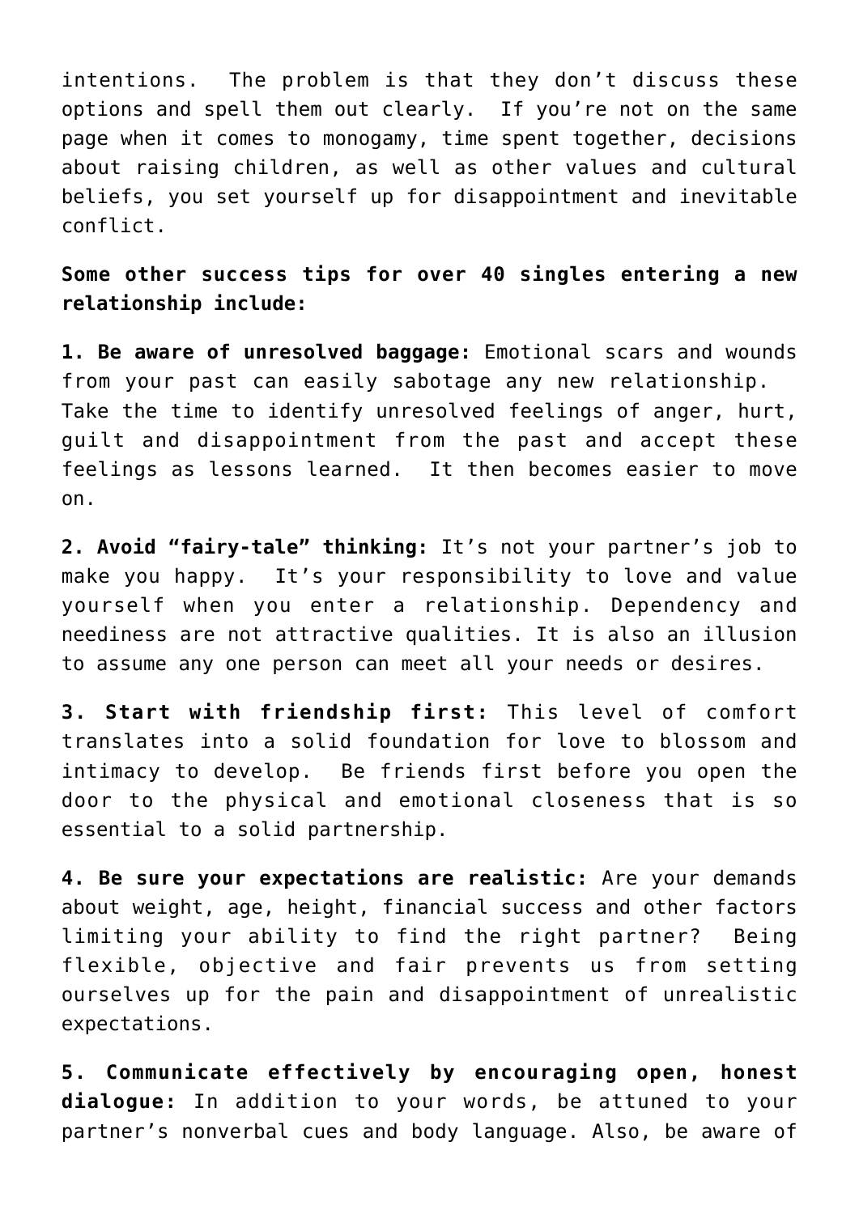intentions. The problem is that they don't discuss these options and spell them out clearly. If you're not on the same page when it comes to monogamy, time spent together, decisions about raising children, as well as other values and cultural beliefs, you set yourself up for disappointment and inevitable conflict.

**Some other success tips for over 40 singles entering a new relationship include:**

**1. Be aware of unresolved baggage:** Emotional scars and wounds from your past can easily sabotage any new relationship. Take the time to identify unresolved feelings of anger, hurt, guilt and disappointment from the past and accept these feelings as lessons learned. It then becomes easier to move on.

**2. Avoid "fairy-tale" thinking:** It's not your partner's job to make you happy. It's your responsibility to love and value yourself when you enter a relationship. Dependency and neediness are not attractive qualities. It is also an illusion to assume any one person can meet all your needs or desires.

**3. Start with friendship first:** This level of comfort translates into a solid foundation for love to blossom and intimacy to develop. Be friends first before you open the door to the physical and emotional closeness that is so essential to a solid partnership.

**4. Be sure your expectations are realistic:** Are your demands about weight, age, height, financial success and other factors limiting your ability to find the right partner? Being flexible, objective and fair prevents us from setting ourselves up for the pain and disappointment of unrealistic expectations.

**5. Communicate effectively by encouraging open, honest dialogue:** In addition to your words, be attuned to your partner's nonverbal cues and body language. Also, be aware of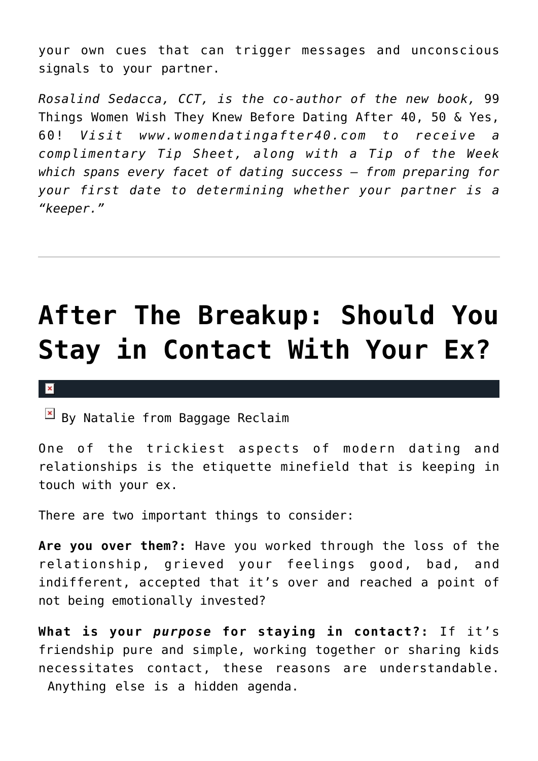your own cues that can trigger messages and unconscious signals to your partner.

*Rosalind Sedacca, CCT, is the co-author of the new book,* 99 Things Women Wish They Knew Before Dating After 40, 50 & Yes, 60! *Visit www.womendatingafter40.com to receive a complimentary Tip Sheet, along with a Tip of the Week which spans every facet of dating success – from preparing for your first date to determining whether your partner is a "keeper."*

---

# After The Breakup: Should You Stay in Contact With Your Ex?

By Natalie from Baggage Reclaim

One of the trickiest aspects of modern dating and relationships is the etiquette minefield that is keeping in touch with your ex.

There are two important things to consider:

**Are you over them?:** Have you worked through the loss of the relationship, grieved your feelings good, bad, and indifferent, accepted that it's over and reached a point of not being emotionally invested?

**What is your *purpose* for staying in contact?:** If it's friendship pure and simple, working together or sharing kids necessitates contact, these reasons are understandable. Anything else is a hidden agenda.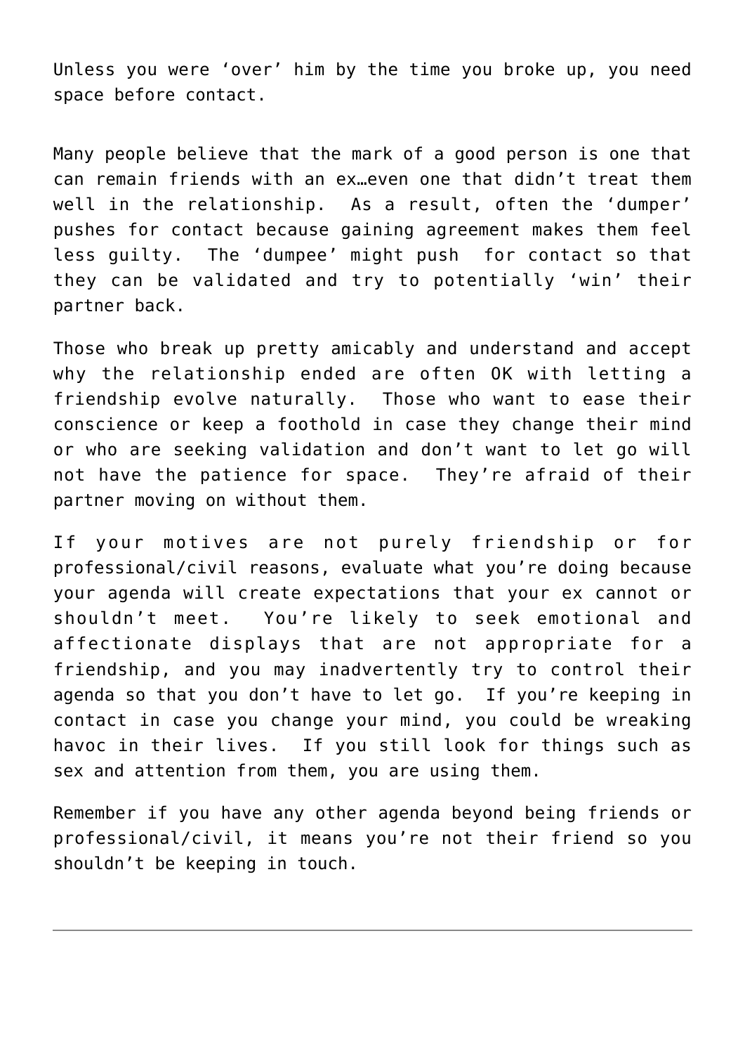Unless you were 'over' him by the time you broke up, you need space before contact.

Many people believe that the mark of a good person is one that can remain friends with an ex…even one that didn't treat them well in the relationship. As a result, often the 'dumper' pushes for contact because gaining agreement makes them feel less guilty. The 'dumpee' might push for contact so that they can be validated and try to potentially 'win' their partner back.

Those who break up pretty amicably and understand and accept why the relationship ended are often OK with letting a friendship evolve naturally. Those who want to ease their conscience or keep a foothold in case they change their mind or who are seeking validation and don't want to let go will not have the patience for space. They're afraid of their partner moving on without them.

If your motives are not purely friendship or for professional/civil reasons, evaluate what you're doing because your agenda will create expectations that your ex cannot or shouldn't meet. You're likely to seek emotional and affectionate displays that are not appropriate for a friendship, and you may inadvertently try to control their agenda so that you don't have to let go. If you're keeping in contact in case you change your mind, you could be wreaking havoc in their lives. If you still look for things such as sex and attention from them, you are using them.

Remember if you have any other agenda beyond being friends or professional/civil, it means you're not their friend so you shouldn't be keeping in touch.

---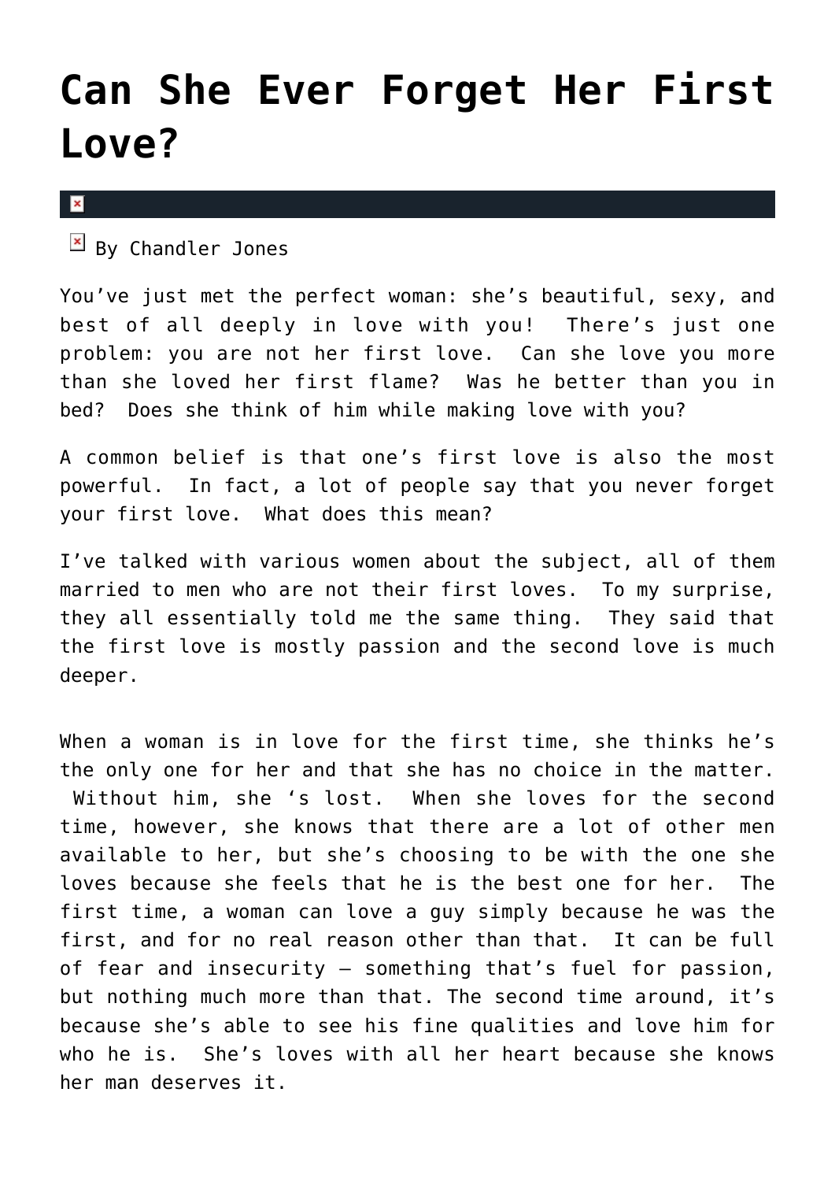# Can She Ever Forget Her First Love?

By Chandler Jones

You've just met the perfect woman: she's beautiful, sexy, and best of all deeply in love with you! There's just one problem: you are not her first love. Can she love you more than she loved her first flame? Was he better than you in bed? Does she think of him while making love with you?

A common belief is that one's first love is also the most powerful. In fact, a lot of people say that you never forget your first love. What does this mean?

I've talked with various women about the subject, all of them married to men who are not their first loves. To my surprise, they all essentially told me the same thing. They said that the first love is mostly passion and the second love is much deeper.

When a woman is in love for the first time, she thinks he's the only one for her and that she has no choice in the matter. Without him, she 's lost. When she loves for the second time, however, she knows that there are a lot of other men available to her, but she's choosing to be with the one she loves because she feels that he is the best one for her. The first time, a woman can love a guy simply because he was the first, and for no real reason other than that. It can be full of fear and insecurity – something that's fuel for passion, but nothing much more than that. The second time around, it's because she's able to see his fine qualities and love him for who he is. She's loves with all her heart because she knows her man deserves it.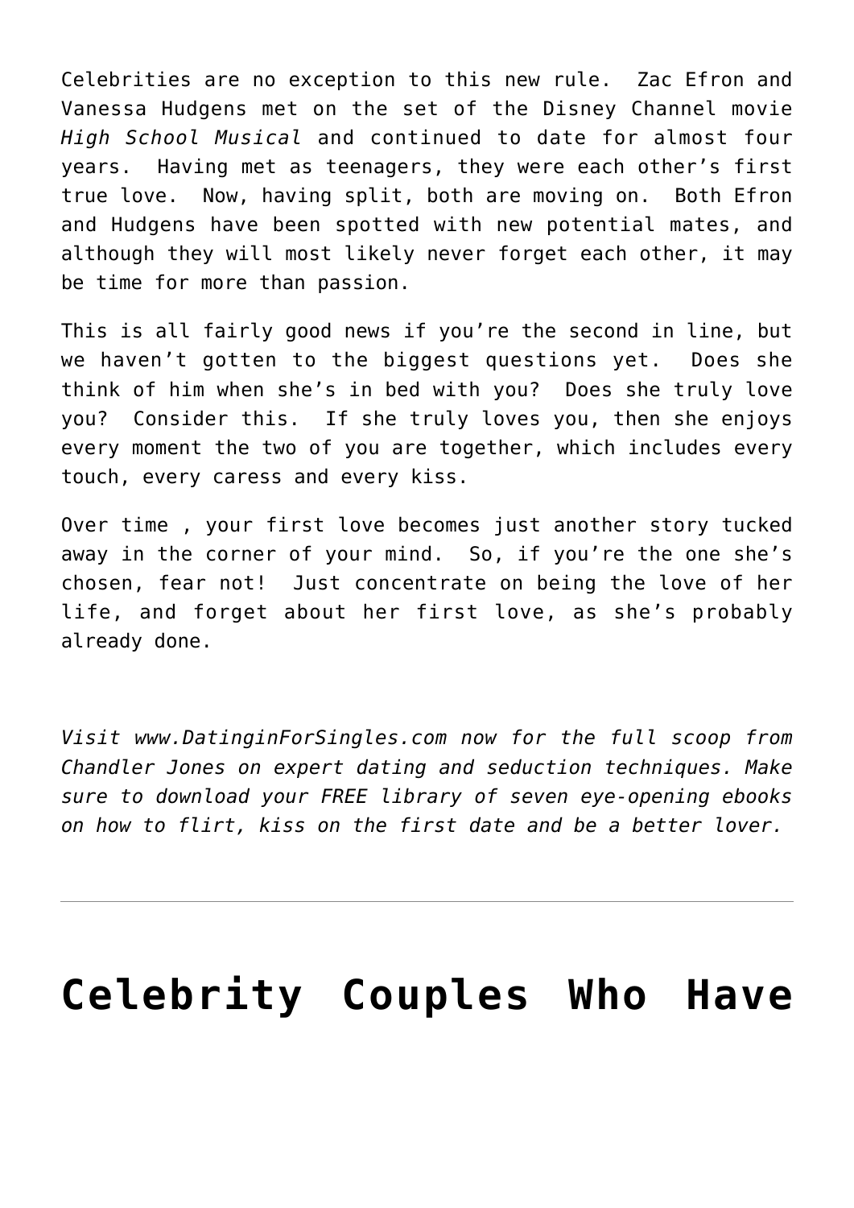Celebrities are no exception to this new rule. Zac Efron and Vanessa Hudgens met on the set of the Disney Channel movie *High School Musical* and continued to date for almost four years. Having met as teenagers, they were each other's first true love. Now, having split, both are moving on. Both Efron and Hudgens have been spotted with new potential mates, and although they will most likely never forget each other, it may be time for more than passion.

This is all fairly good news if you're the second in line, but we haven't gotten to the biggest questions yet. Does she think of him when she's in bed with you? Does she truly love you? Consider this. If she truly loves you, then she enjoys every moment the two of you are together, which includes every touch, every caress and every kiss.

Over time , your first love becomes just another story tucked away in the corner of your mind. So, if you're the one she's chosen, fear not! Just concentrate on being the love of her life, and forget about her first love, as she's probably already done.

*Visit www.DatinginForSingles.com now for the full scoop from Chandler Jones on expert dating and seduction techniques. Make sure to download your FREE library of seven eye-opening ebooks on how to flirt, kiss on the first date and be a better lover.*

---

# Celebrity Couples Who Have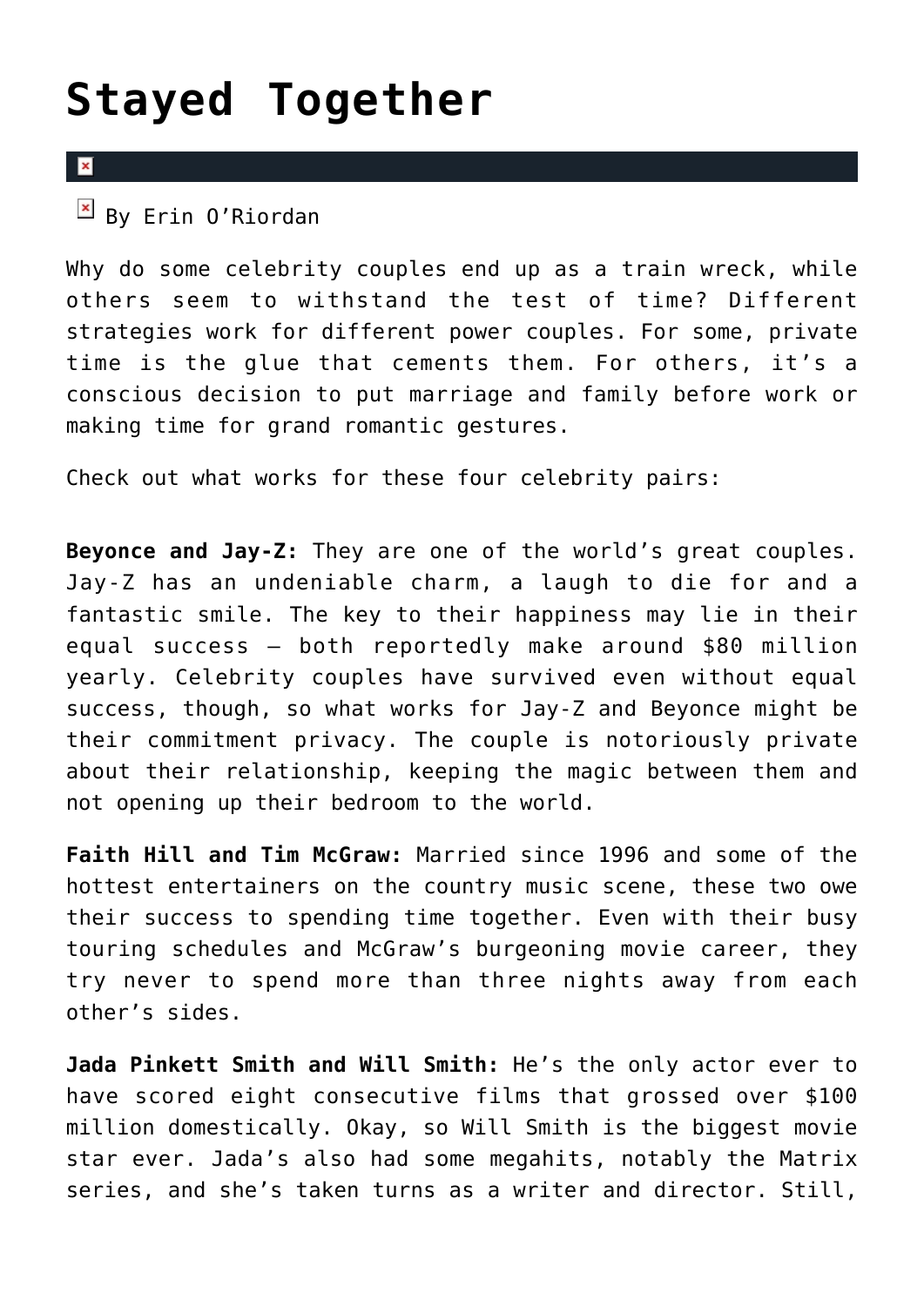# Stayed Together

By Erin O'Riordan

Why do some celebrity couples end up as a train wreck, while others seem to withstand the test of time? Different strategies work for different power couples. For some, private time is the glue that cements them. For others, it's a conscious decision to put marriage and family before work or making time for grand romantic gestures.

Check out what works for these four celebrity pairs:

**Beyonce and Jay-Z:** They are one of the world's great couples. Jay-Z has an undeniable charm, a laugh to die for and a fantastic smile. The key to their happiness may lie in their equal success – both reportedly make around $80 million yearly. Celebrity couples have survived even without equal success, though, so what works for Jay-Z and Beyonce might be their commitment privacy. The couple is notoriously private about their relationship, keeping the magic between them and not opening up their bedroom to the world.

**Faith Hill and Tim McGraw:** Married since 1996 and some of the hottest entertainers on the country music scene, these two owe their success to spending time together. Even with their busy touring schedules and McGraw's burgeoning movie career, they try never to spend more than three nights away from each other's sides.

**Jada Pinkett Smith and Will Smith:** He's the only actor ever to have scored eight consecutive films that grossed over $100 million domestically. Okay, so Will Smith is the biggest movie star ever. Jada's also had some megahits, notably the Matrix series, and she's taken turns as a writer and director. Still,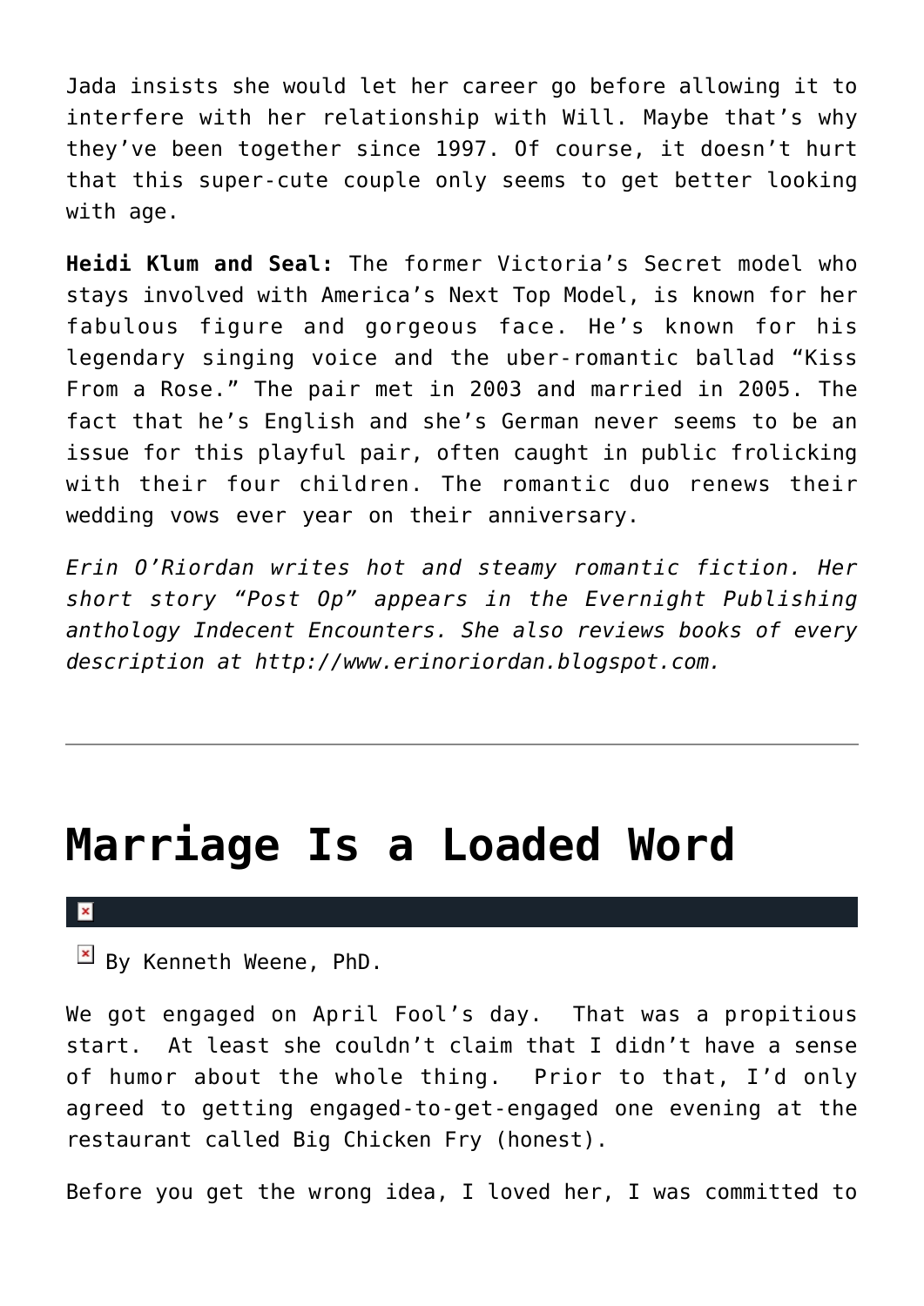Jada insists she would let her career go before allowing it to interfere with her relationship with Will. Maybe that's why they've been together since 1997. Of course, it doesn't hurt that this super-cute couple only seems to get better looking with age.

**Heidi Klum and Seal:** The former Victoria's Secret model who stays involved with America's Next Top Model, is known for her fabulous figure and gorgeous face. He's known for his legendary singing voice and the uber-romantic ballad "Kiss From a Rose." The pair met in 2003 and married in 2005. The fact that he's English and she's German never seems to be an issue for this playful pair, often caught in public frolicking with their four children. The romantic duo renews their wedding vows ever year on their anniversary.

*Erin O'Riordan writes hot and steamy romantic fiction. Her short story "Post Op" appears in the Evernight Publishing anthology Indecent Encounters. She also reviews books of every description at http://www.erinoriordan.blogspot.com.*

---

# Marriage Is a Loaded Word

By Kenneth Weene, PhD.

We got engaged on April Fool's day. That was a propitious start. At least she couldn't claim that I didn't have a sense of humor about the whole thing. Prior to that, I'd only agreed to getting engaged-to-get-engaged one evening at the restaurant called Big Chicken Fry (honest).

Before you get the wrong idea, I loved her, I was committed to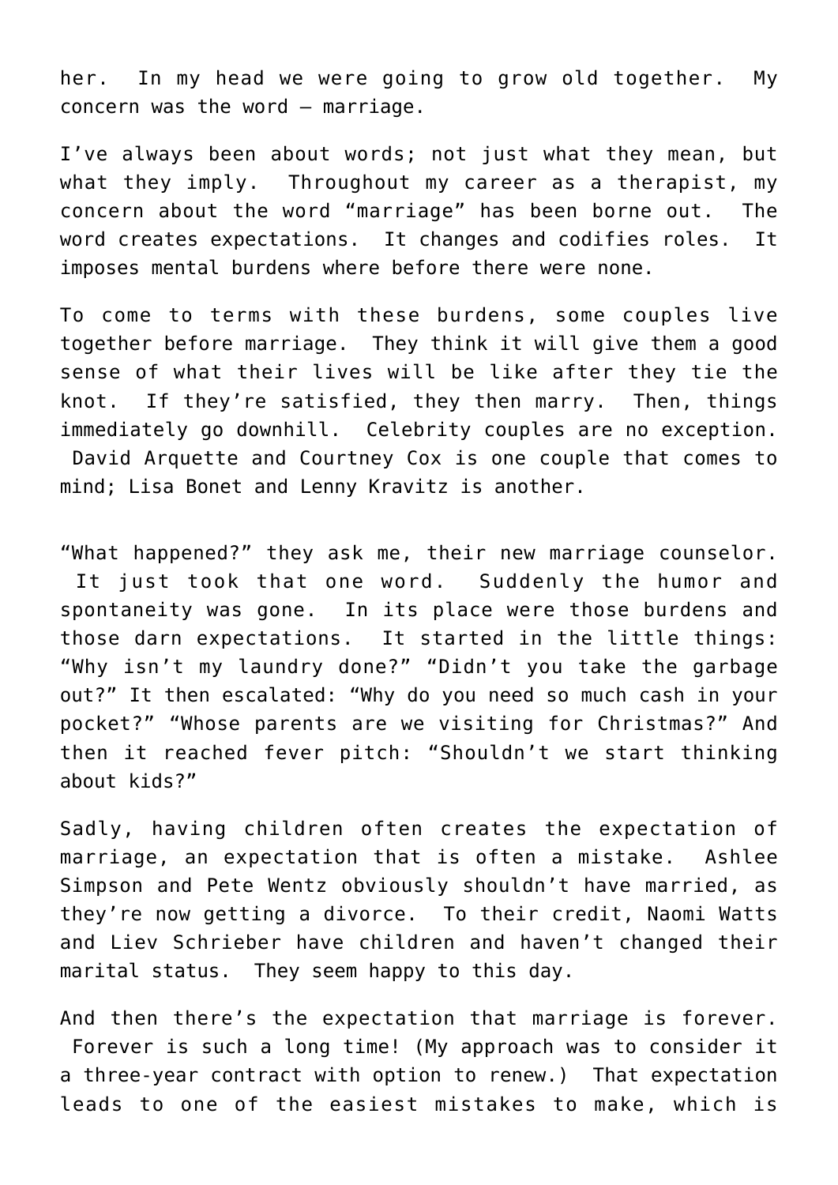her. In my head we were going to grow old together. My concern was the word – marriage.

I've always been about words; not just what they mean, but what they imply. Throughout my career as a therapist, my concern about the word "marriage" has been borne out. The word creates expectations. It changes and codifies roles. It imposes mental burdens where before there were none.

To come to terms with these burdens, some couples live together before marriage. They think it will give them a good sense of what their lives will be like after they tie the knot. If they're satisfied, they then marry. Then, things immediately go downhill. Celebrity couples are no exception. David Arquette and Courtney Cox is one couple that comes to mind; Lisa Bonet and Lenny Kravitz is another.

"What happened?" they ask me, their new marriage counselor. It just took that one word. Suddenly the humor and spontaneity was gone. In its place were those burdens and those darn expectations. It started in the little things: "Why isn't my laundry done?" "Didn't you take the garbage out?" It then escalated: "Why do you need so much cash in your pocket?" "Whose parents are we visiting for Christmas?" And then it reached fever pitch: "Shouldn't we start thinking about kids?"

Sadly, having children often creates the expectation of marriage, an expectation that is often a mistake. Ashlee Simpson and Pete Wentz obviously shouldn't have married, as they're now getting a divorce. To their credit, Naomi Watts and Liev Schrieber have children and haven't changed their marital status. They seem happy to this day.

And then there's the expectation that marriage is forever. Forever is such a long time! (My approach was to consider it a three-year contract with option to renew.) That expectation leads to one of the easiest mistakes to make, which is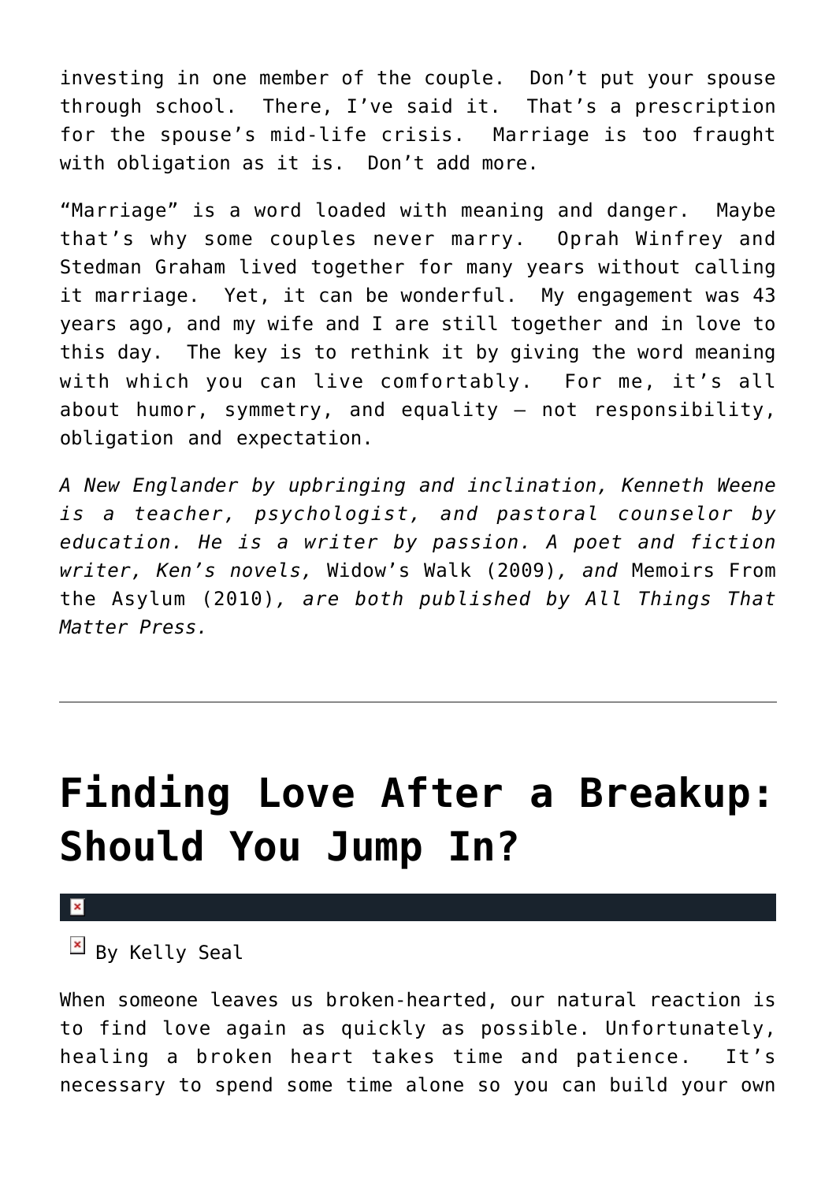investing in one member of the couple. Don't put your spouse through school. There, I've said it. That's a prescription for the spouse's mid-life crisis. Marriage is too fraught with obligation as it is. Don't add more.

"Marriage" is a word loaded with meaning and danger. Maybe that's why some couples never marry. Oprah Winfrey and Stedman Graham lived together for many years without calling it marriage. Yet, it can be wonderful. My engagement was 43 years ago, and my wife and I are still together and in love to this day. The key is to rethink it by giving the word meaning with which you can live comfortably. For me, it's all about humor, symmetry, and equality – not responsibility, obligation and expectation.

*A New Englander by upbringing and inclination, Kenneth Weene is a teacher, psychologist, and pastoral counselor by education. He is a writer by passion. A poet and fiction writer, Ken's novels,* Widow's Walk (2009), *and* Memoirs From the Asylum (2010)*, are both published by All Things That Matter Press.*

---

# Finding Love After a Breakup: Should You Jump In?

By Kelly Seal

When someone leaves us broken-hearted, our natural reaction is to find love again as quickly as possible. Unfortunately, healing a broken heart takes time and patience. It's necessary to spend some time alone so you can build your own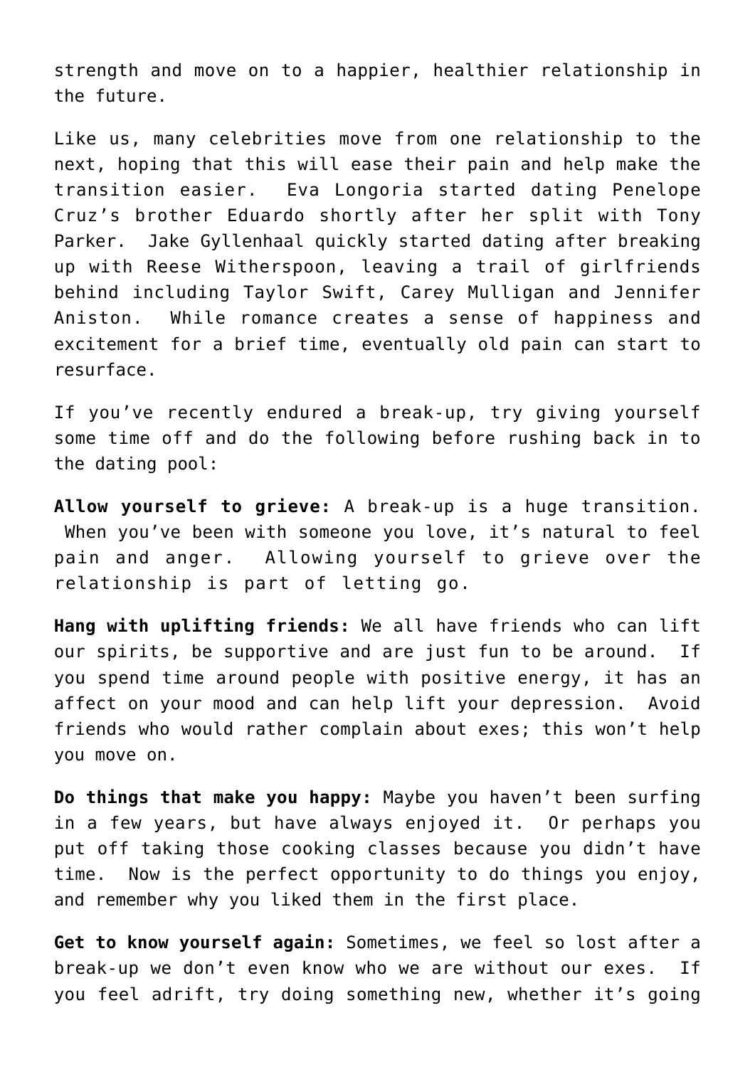strength and move on to a happier, healthier relationship in the future.

Like us, many celebrities move from one relationship to the next, hoping that this will ease their pain and help make the transition easier. Eva Longoria started dating Penelope Cruz's brother Eduardo shortly after her split with Tony Parker. Jake Gyllenhaal quickly started dating after breaking up with Reese Witherspoon, leaving a trail of girlfriends behind including Taylor Swift, Carey Mulligan and Jennifer Aniston. While romance creates a sense of happiness and excitement for a brief time, eventually old pain can start to resurface.

If you've recently endured a break-up, try giving yourself some time off and do the following before rushing back in to the dating pool:

**Allow yourself to grieve:** A break-up is a huge transition. When you've been with someone you love, it's natural to feel pain and anger. Allowing yourself to grieve over the relationship is part of letting go.

**Hang with uplifting friends:** We all have friends who can lift our spirits, be supportive and are just fun to be around. If you spend time around people with positive energy, it has an affect on your mood and can help lift your depression. Avoid friends who would rather complain about exes; this won't help you move on.

**Do things that make you happy:** Maybe you haven't been surfing in a few years, but have always enjoyed it. Or perhaps you put off taking those cooking classes because you didn't have time. Now is the perfect opportunity to do things you enjoy, and remember why you liked them in the first place.

**Get to know yourself again:** Sometimes, we feel so lost after a break-up we don't even know who we are without our exes. If you feel adrift, try doing something new, whether it's going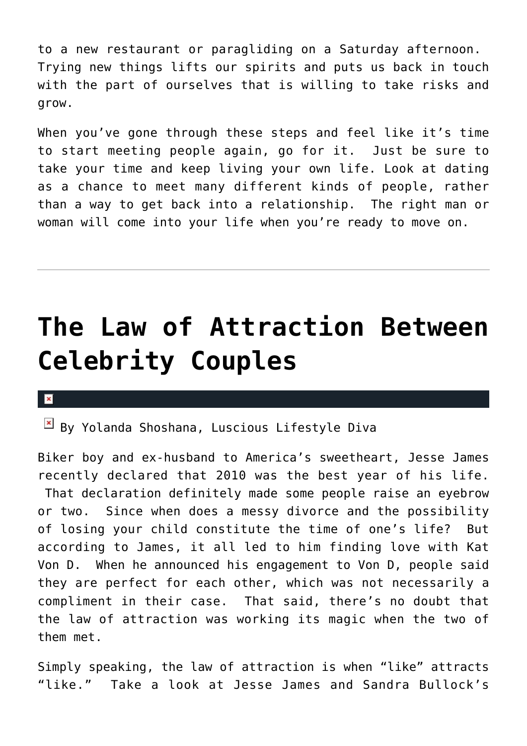to a new restaurant or paragliding on a Saturday afternoon. Trying new things lifts our spirits and puts us back in touch with the part of ourselves that is willing to take risks and grow.

When you've gone through these steps and feel like it's time to start meeting people again, go for it. Just be sure to take your time and keep living your own life. Look at dating as a chance to meet many different kinds of people, rather than a way to get back into a relationship. The right man or woman will come into your life when you're ready to move on.

---

# The Law of Attraction Between Celebrity Couples

By Yolanda Shoshana, Luscious Lifestyle Diva

Biker boy and ex-husband to America's sweetheart, Jesse James recently declared that 2010 was the best year of his life. That declaration definitely made some people raise an eyebrow or two. Since when does a messy divorce and the possibility of losing your child constitute the time of one's life? But according to James, it all led to him finding love with Kat Von D. When he announced his engagement to Von D, people said they are perfect for each other, which was not necessarily a compliment in their case. That said, there's no doubt that the law of attraction was working its magic when the two of them met.

Simply speaking, the law of attraction is when "like" attracts "like." Take a look at Jesse James and Sandra Bullock's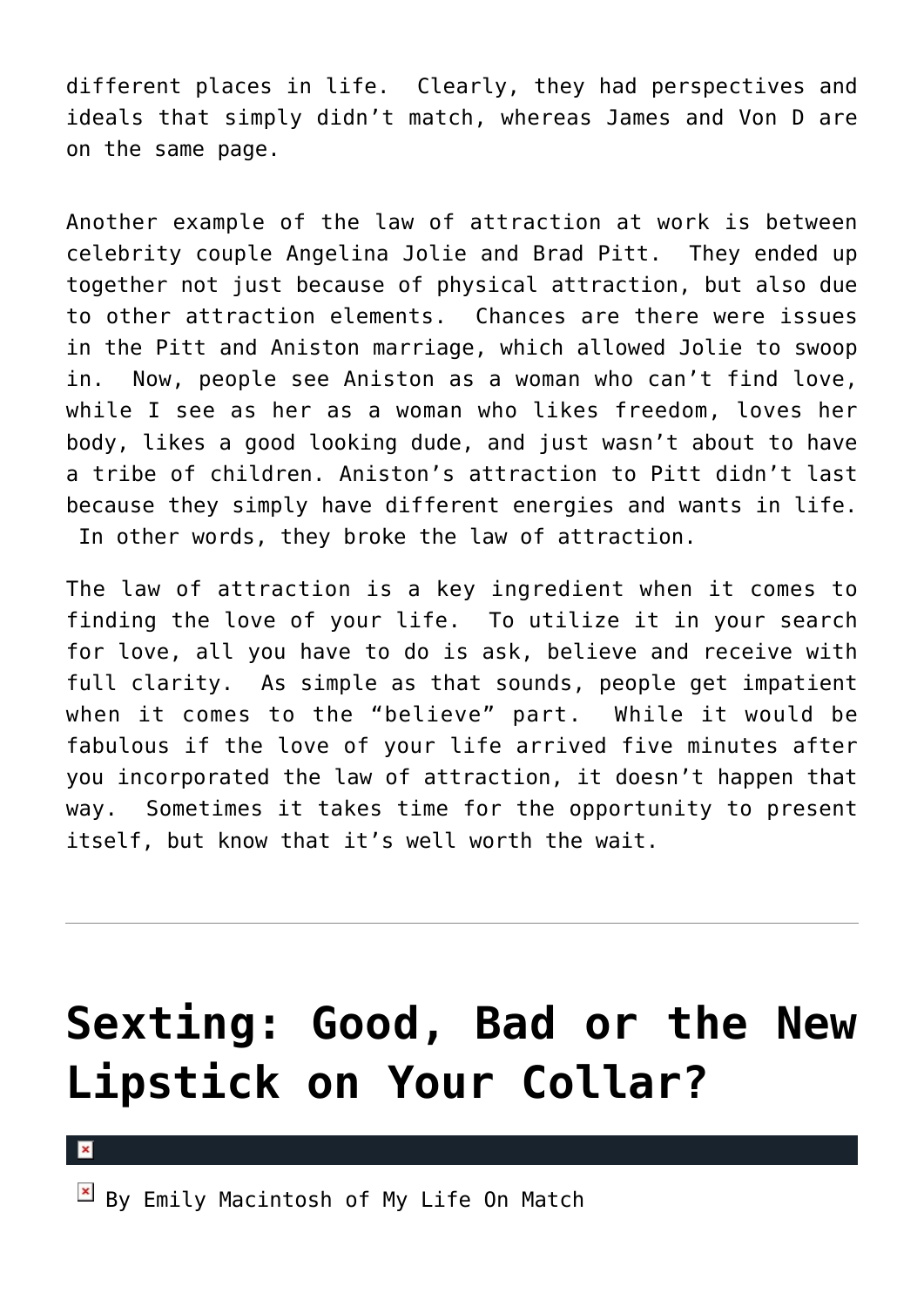different places in life.  Clearly, they had perspectives and ideals that simply didn't match, whereas James and Von D are on the same page.

Another example of the law of attraction at work is between celebrity couple Angelina Jolie and Brad Pitt.  They ended up together not just because of physical attraction, but also due to other attraction elements.  Chances are there were issues in the Pitt and Aniston marriage, which allowed Jolie to swoop in.  Now, people see Aniston as a woman who can't find love, while I see as her as a woman who likes freedom, loves her body, likes a good looking dude, and just wasn't about to have a tribe of children. Aniston's attraction to Pitt didn't last because they simply have different energies and wants in life.  In other words, they broke the law of attraction.

The law of attraction is a key ingredient when it comes to finding the love of your life.  To utilize it in your search for love, all you have to do is ask, believe and receive with full clarity.  As simple as that sounds, people get impatient when it comes to the "believe" part.  While it would be fabulous if the love of your life arrived five minutes after you incorporated the law of attraction, it doesn't happen that way.  Sometimes it takes time for the opportunity to present itself, but know that it's well worth the wait.

---

# Sexting: Good, Bad or the New Lipstick on Your Collar?

By Emily Macintosh of My Life On Match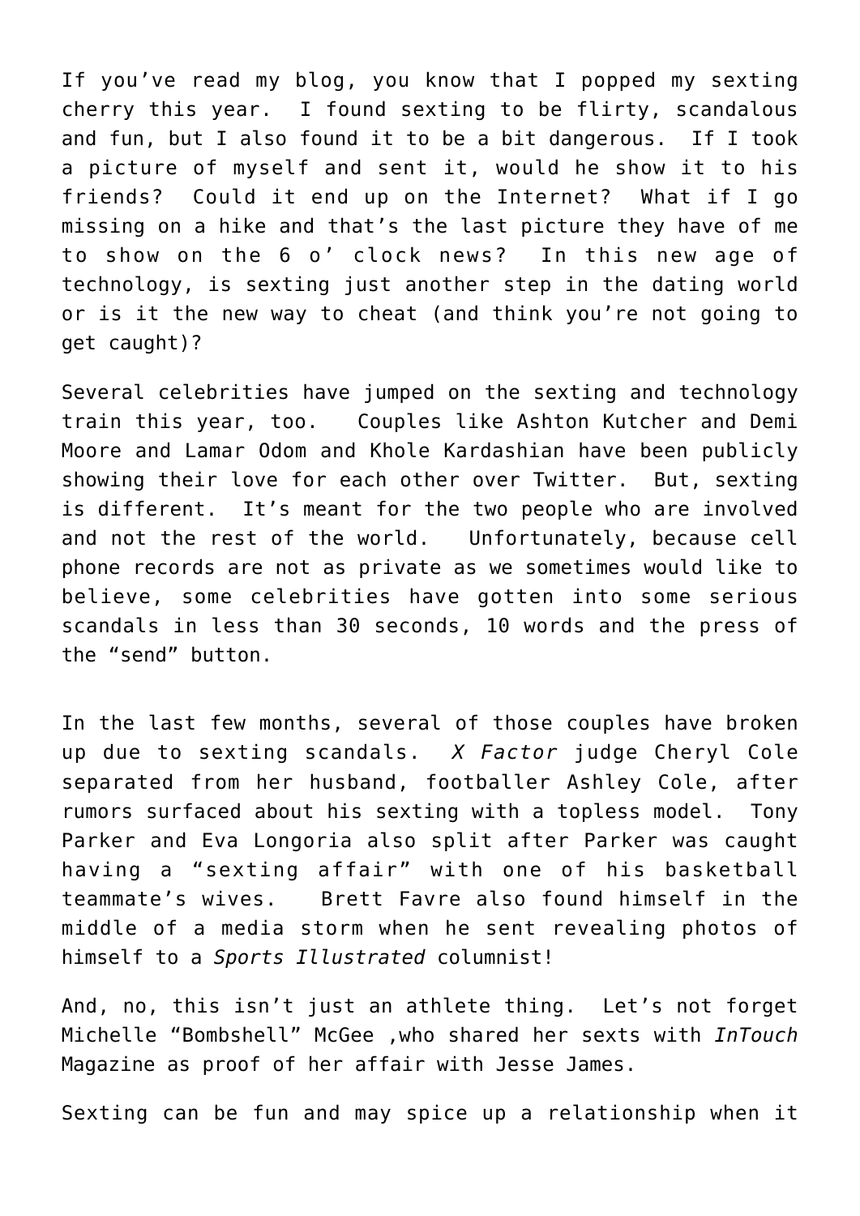If you've read my blog, you know that I popped my sexting cherry this year. I found sexting to be flirty, scandalous and fun, but I also found it to be a bit dangerous. If I took a picture of myself and sent it, would he show it to his friends? Could it end up on the Internet? What if I go missing on a hike and that's the last picture they have of me to show on the 6 o' clock news? In this new age of technology, is sexting just another step in the dating world or is it the new way to cheat (and think you're not going to get caught)?

Several celebrities have jumped on the sexting and technology train this year, too. Couples like Ashton Kutcher and Demi Moore and Lamar Odom and Khole Kardashian have been publicly showing their love for each other over Twitter. But, sexting is different. It's meant for the two people who are involved and not the rest of the world. Unfortunately, because cell phone records are not as private as we sometimes would like to believe, some celebrities have gotten into some serious scandals in less than 30 seconds, 10 words and the press of the "send" button.

In the last few months, several of those couples have broken up due to sexting scandals. *X Factor* judge Cheryl Cole separated from her husband, footballer Ashley Cole, after rumors surfaced about his sexting with a topless model. Tony Parker and Eva Longoria also split after Parker was caught having a "sexting affair" with one of his basketball teammate's wives. Brett Favre also found himself in the middle of a media storm when he sent revealing photos of himself to a *Sports Illustrated* columnist!

And, no, this isn't just an athlete thing. Let's not forget Michelle "Bombshell" McGee ,who shared her sexts with *InTouch* Magazine as proof of her affair with Jesse James.

Sexting can be fun and may spice up a relationship when it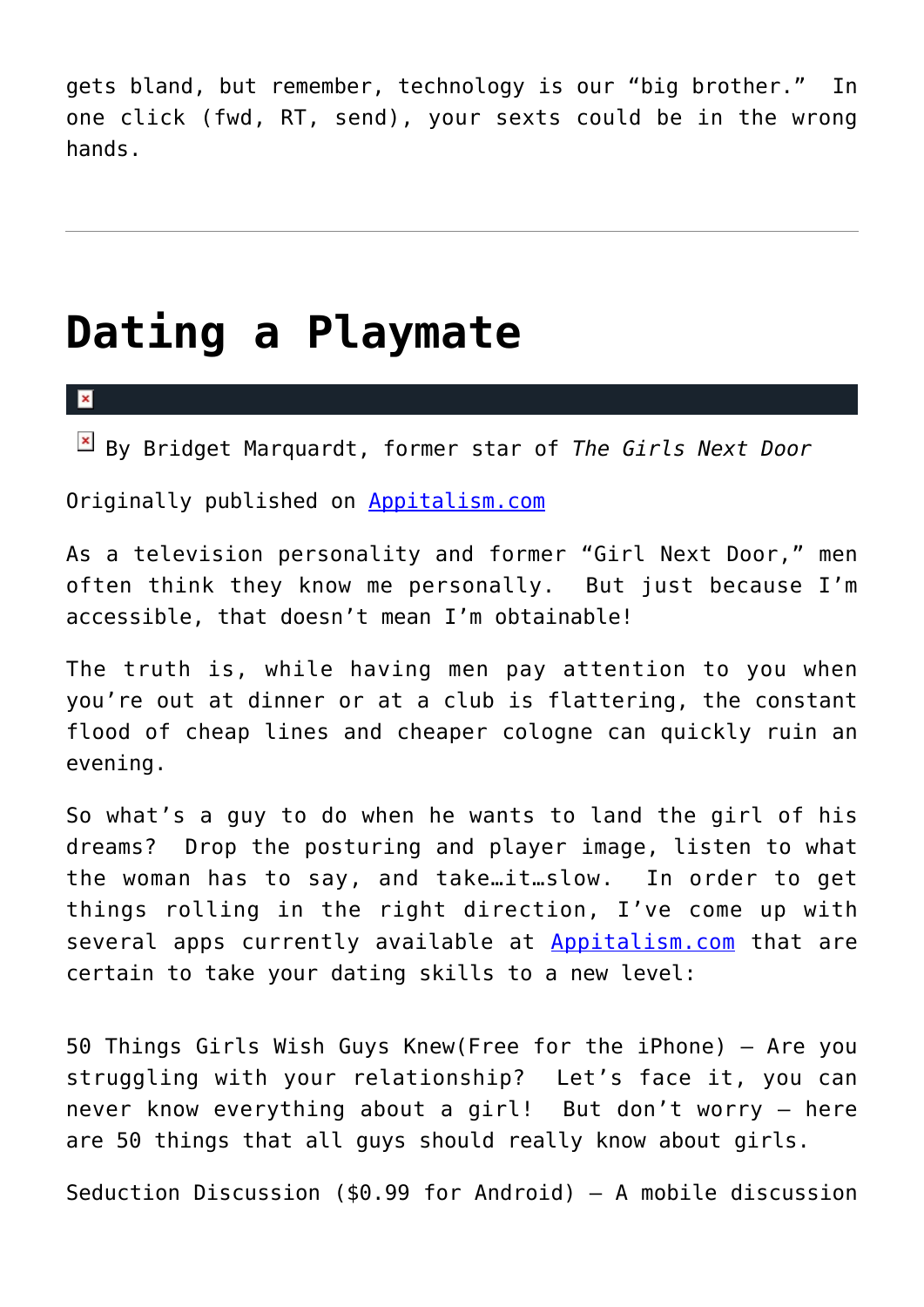gets bland, but remember, technology is our "big brother." In one click (fwd, RT, send), your sexts could be in the wrong hands.

---

# Dating a Playmate

By Bridget Marquardt, former star of *The Girls Next Door*

Originally published on [Appitalism.com](Appitalism.com)

As a television personality and former "Girl Next Door," men often think they know me personally. But just because I'm accessible, that doesn't mean I'm obtainable!

The truth is, while having men pay attention to you when you're out at dinner or at a club is flattering, the constant flood of cheap lines and cheaper cologne can quickly ruin an evening.

So what's a guy to do when he wants to land the girl of his dreams? Drop the posturing and player image, listen to what the woman has to say, and take…it…slow. In order to get things rolling in the right direction, I've come up with several apps currently available at [Appitalism.com](Appitalism.com) that are certain to take your dating skills to a new level:

50 Things Girls Wish Guys Knew(Free for the iPhone) – Are you struggling with your relationship? Let's face it, you can never know everything about a girl! But don't worry – here are 50 things that all guys should really know about girls.

Seduction Discussion ($0.99 for Android) – A mobile discussion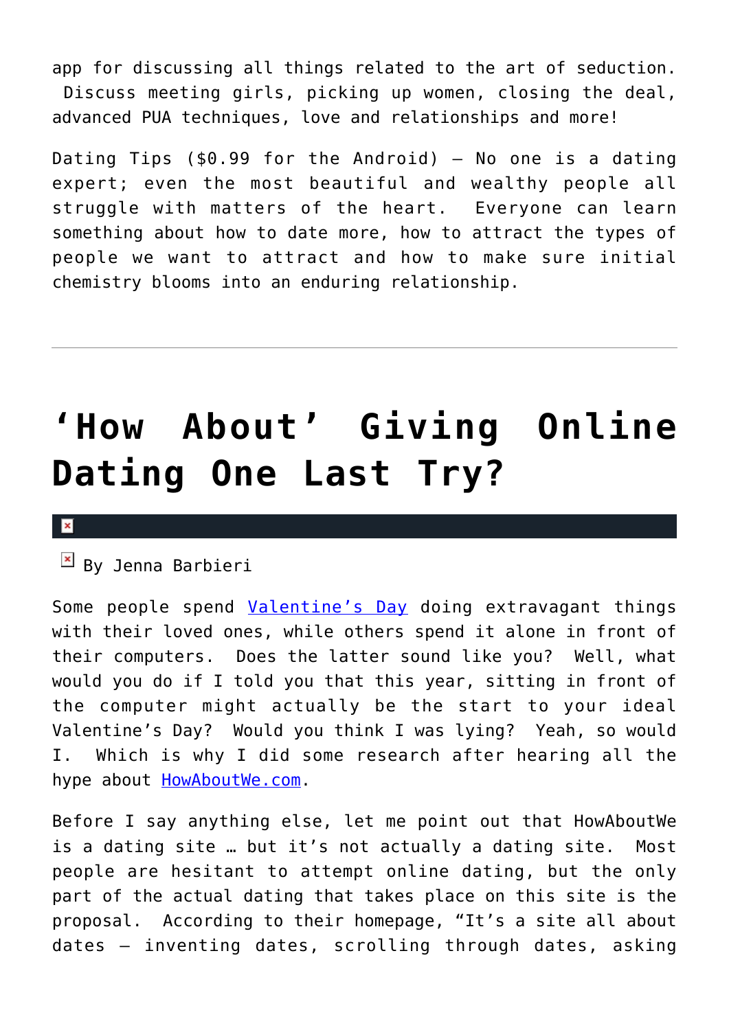app for discussing all things related to the art of seduction. Discuss meeting girls, picking up women, closing the deal, advanced PUA techniques, love and relationships and more!

Dating Tips ($0.99 for the Android) – No one is a dating expert; even the most beautiful and wealthy people all struggle with matters of the heart. Everyone can learn something about how to date more, how to attract the types of people we want to attract and how to make sure initial chemistry blooms into an enduring relationship.

---

# 'How About' Giving Online Dating One Last Try?

By Jenna Barbieri

Some people spend Valentine's Day doing extravagant things with their loved ones, while others spend it alone in front of their computers. Does the latter sound like you? Well, what would you do if I told you that this year, sitting in front of the computer might actually be the start to your ideal Valentine's Day? Would you think I was lying? Yeah, so would I. Which is why I did some research after hearing all the hype about HowAboutWe.com.

Before I say anything else, let me point out that HowAboutWe is a dating site … but it's not actually a dating site. Most people are hesitant to attempt online dating, but the only part of the actual dating that takes place on this site is the proposal. According to their homepage, "It's a site all about dates – inventing dates, scrolling through dates, asking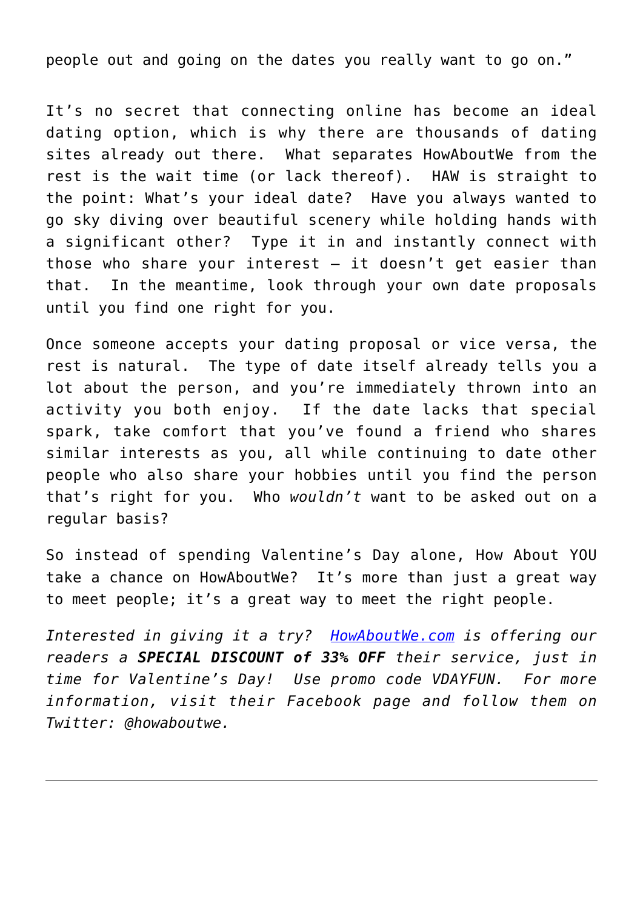people out and going on the dates you really want to go on."

It's no secret that connecting online has become an ideal dating option, which is why there are thousands of dating sites already out there. What separates HowAboutWe from the rest is the wait time (or lack thereof). HAW is straight to the point: What's your ideal date? Have you always wanted to go sky diving over beautiful scenery while holding hands with a significant other? Type it in and instantly connect with those who share your interest – it doesn't get easier than that. In the meantime, look through your own date proposals until you find one right for you.

Once someone accepts your dating proposal or vice versa, the rest is natural. The type of date itself already tells you a lot about the person, and you're immediately thrown into an activity you both enjoy. If the date lacks that special spark, take comfort that you've found a friend who shares similar interests as you, all while continuing to date other people who also share your hobbies until you find the person that's right for you. Who *wouldn't* want to be asked out on a regular basis?

So instead of spending Valentine's Day alone, How About YOU take a chance on HowAboutWe? It's more than just a great way to meet people; it's a great way to meet the right people.

*Interested in giving it a try? [HowAboutWe.com](HowAboutWe.com) is offering our readers a* ***SPECIAL DISCOUNT of 33% OFF*** *their service, just in time for Valentine's Day! Use promo code VDAYFUN. For more information, visit their Facebook page and follow them on Twitter: @howaboutwe.*

---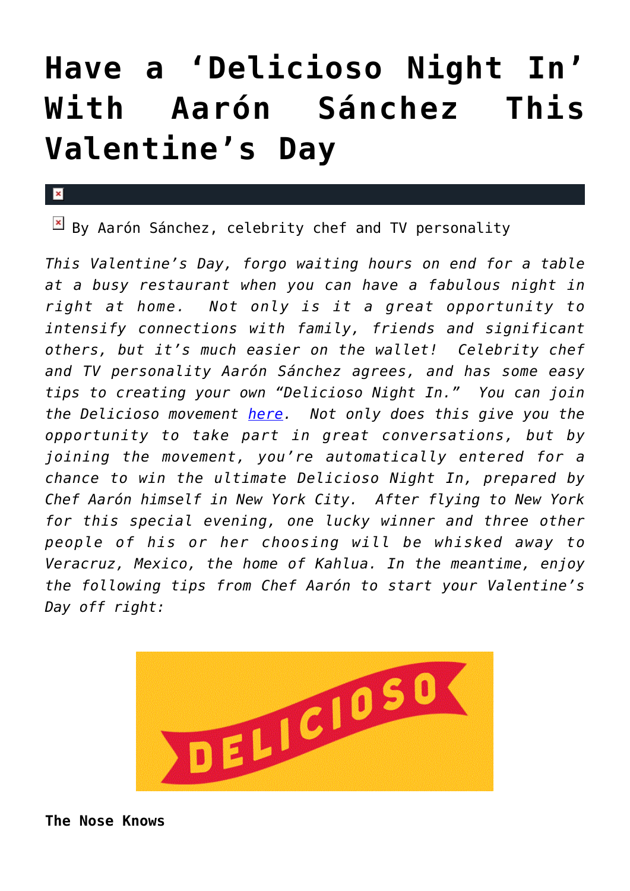# Have a 'Delicioso Night In' With Aarón Sánchez This Valentine's Day

By Aarón Sánchez, celebrity chef and TV personality

*This Valentine's Day, forgo waiting hours on end for a table at a busy restaurant when you can have a fabulous night in right at home. Not only is it a great opportunity to intensify connections with family, friends and significant others, but it's much easier on the wallet! Celebrity chef and TV personality Aarón Sánchez agrees, and has some easy tips to creating your own "Delicioso Night In." You can join the Delicioso movement [here](). Not only does this give you the opportunity to take part in great conversations, but by joining the movement, you're automatically entered for a chance to win the ultimate Delicioso Night In, prepared by Chef Aarón himself in New York City. After flying to New York for this special evening, one lucky winner and three other people of his or her choosing will be whisked away to Veracruz, Mexico, the home of Kahlua. In the meantime, enjoy the following tips from Chef Aarón to start your Valentine's Day off right:*

DELICIOSO

**The Nose Knows**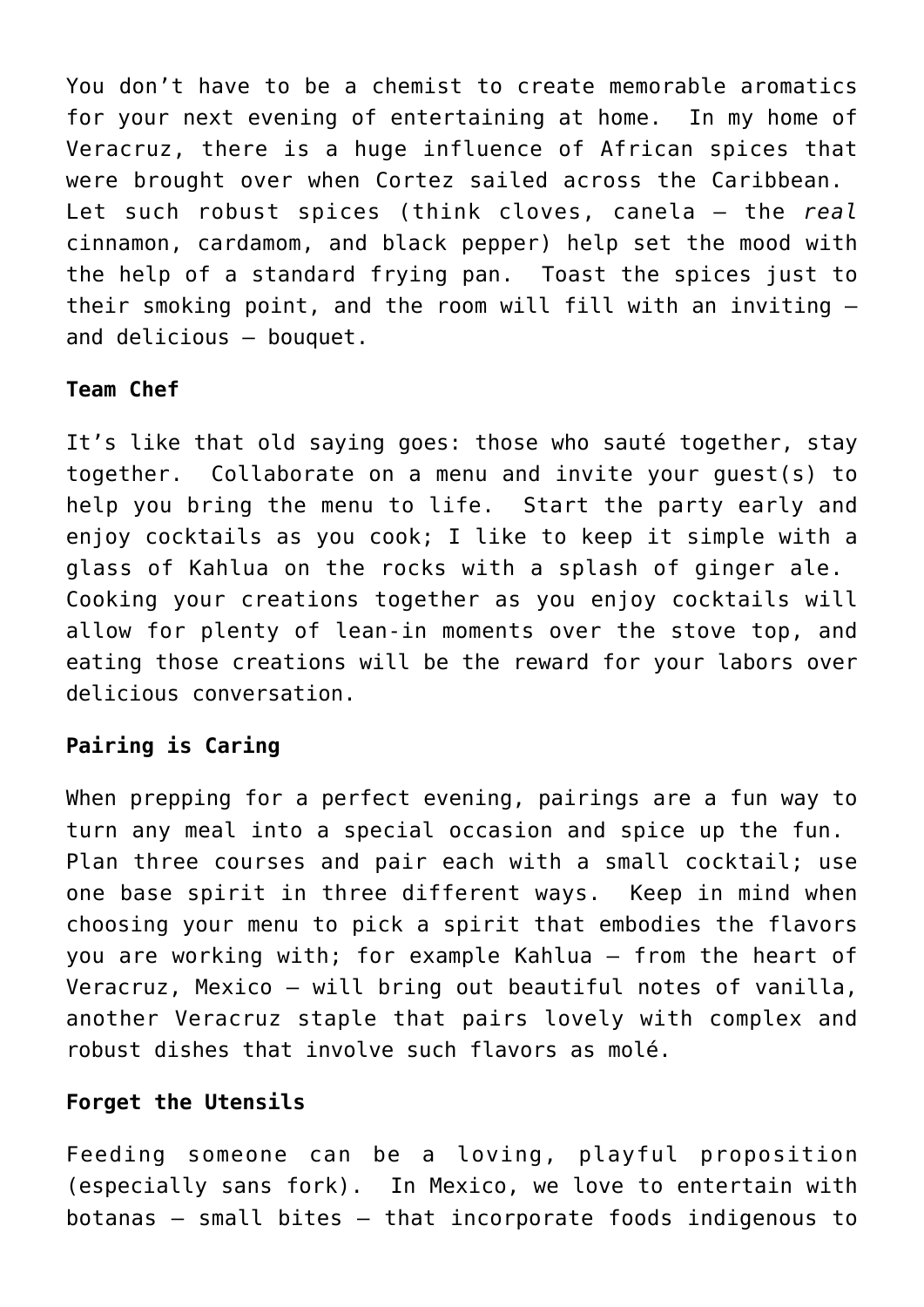You don’t have to be a chemist to create memorable aromatics for your next evening of entertaining at home. In my home of Veracruz, there is a huge influence of African spices that were brought over when Cortez sailed across the Caribbean. Let such robust spices (think cloves, canela – the *real* cinnamon, cardamom, and black pepper) help set the mood with the help of a standard frying pan. Toast the spices just to their smoking point, and the room will fill with an inviting – and delicious – bouquet.

**Team Chef**

It’s like that old saying goes: those who sauté together, stay together. Collaborate on a menu and invite your guest(s) to help you bring the menu to life. Start the party early and enjoy cocktails as you cook; I like to keep it simple with a glass of Kahlua on the rocks with a splash of ginger ale. Cooking your creations together as you enjoy cocktails will allow for plenty of lean-in moments over the stove top, and eating those creations will be the reward for your labors over delicious conversation.

**Pairing is Caring**

When prepping for a perfect evening, pairings are a fun way to turn any meal into a special occasion and spice up the fun. Plan three courses and pair each with a small cocktail; use one base spirit in three different ways. Keep in mind when choosing your menu to pick a spirit that embodies the flavors you are working with; for example Kahlua – from the heart of Veracruz, Mexico – will bring out beautiful notes of vanilla, another Veracruz staple that pairs lovely with complex and robust dishes that involve such flavors as molé.

**Forget the Utensils**

Feeding someone can be a loving, playful proposition (especially sans fork). In Mexico, we love to entertain with botanas – small bites – that incorporate foods indigenous to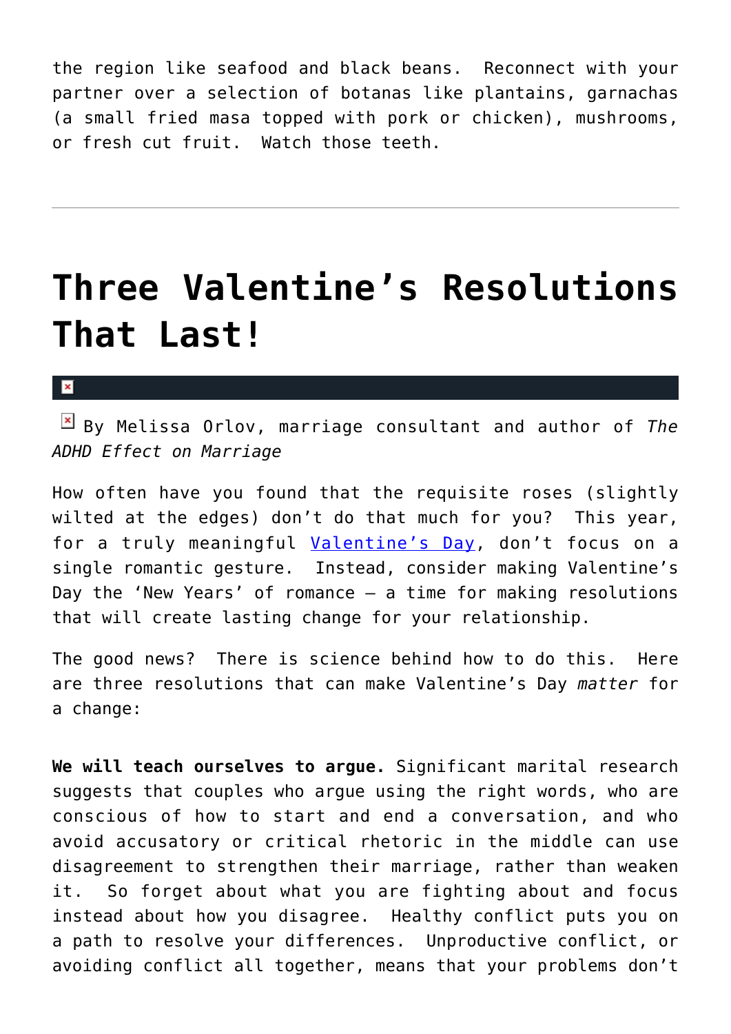the region like seafood and black beans. Reconnect with your partner over a selection of botanas like plantains, garnachas (a small fried masa topped with pork or chicken), mushrooms, or fresh cut fruit. Watch those teeth.

---

# Three Valentine's Resolutions That Last!

By Melissa Orlov, marriage consultant and author of *The ADHD Effect on Marriage*

How often have you found that the requisite roses (slightly wilted at the edges) don't do that much for you? This year, for a truly meaningful Valentine's Day, don't focus on a single romantic gesture. Instead, consider making Valentine's Day the 'New Years' of romance – a time for making resolutions that will create lasting change for your relationship.

The good news? There is science behind how to do this. Here are three resolutions that can make Valentine's Day *matter* for a change:

**We will teach ourselves to argue.** Significant marital research suggests that couples who argue using the right words, who are conscious of how to start and end a conversation, and who avoid accusatory or critical rhetoric in the middle can use disagreement to strengthen their marriage, rather than weaken it. So forget about what you are fighting about and focus instead about how you disagree. Healthy conflict puts you on a path to resolve your differences. Unproductive conflict, or avoiding conflict all together, means that your problems don't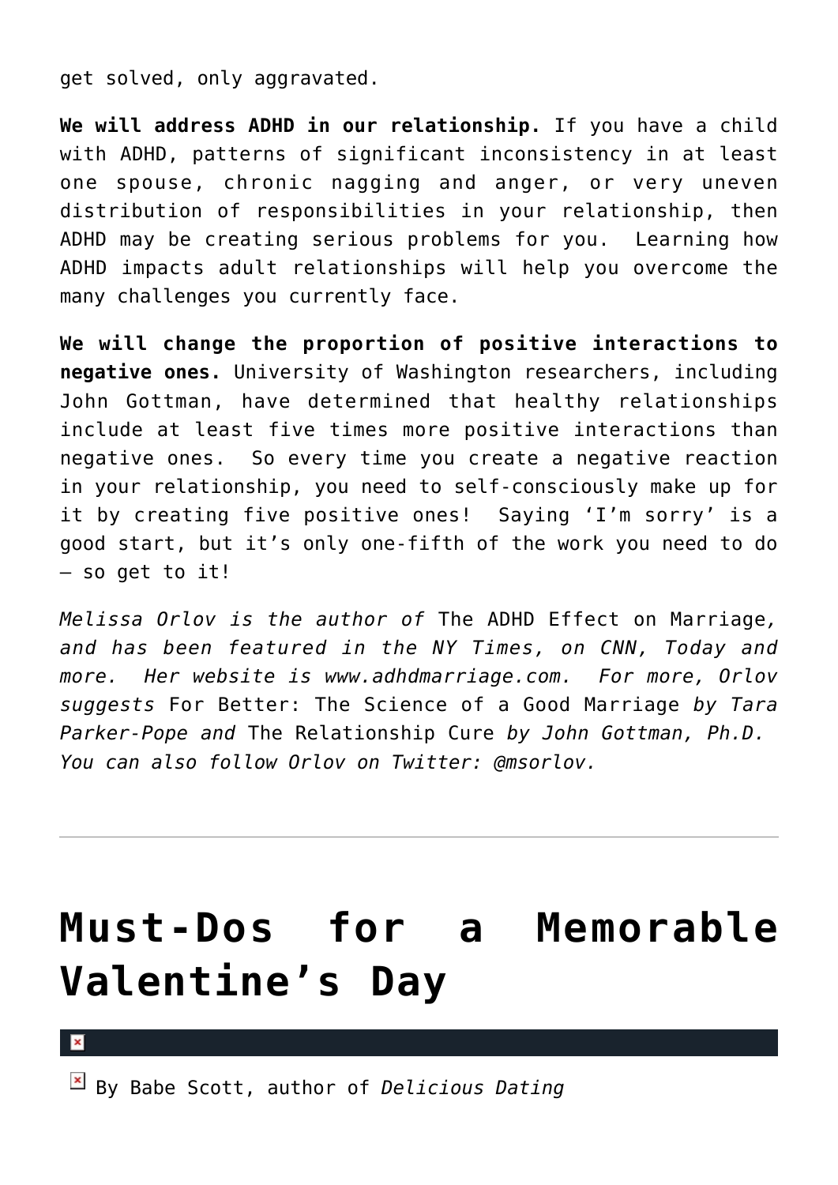get solved, only aggravated.

**We will address ADHD in our relationship.** If you have a child with ADHD, patterns of significant inconsistency in at least one spouse, chronic nagging and anger, or very uneven distribution of responsibilities in your relationship, then ADHD may be creating serious problems for you. Learning how ADHD impacts adult relationships will help you overcome the many challenges you currently face.

**We will change the proportion of positive interactions to negative ones.** University of Washington researchers, including John Gottman, have determined that healthy relationships include at least five times more positive interactions than negative ones. So every time you create a negative reaction in your relationship, you need to self-consciously make up for it by creating five positive ones! Saying 'I'm sorry' is a good start, but it's only one-fifth of the work you need to do – so get to it!

*Melissa Orlov is the author of* The ADHD Effect on Marriage*, and has been featured in the NY Times, on CNN, Today and more. Her website is www.adhdmarriage.com. For more, Orlov suggests* For Better: The Science of a Good Marriage *by Tara Parker-Pope and* The Relationship Cure *by John Gottman, Ph.D. You can also follow Orlov on Twitter: @msorlov.*

---

# Must-Dos for a Memorable Valentine's Day

By Babe Scott, author of *Delicious Dating*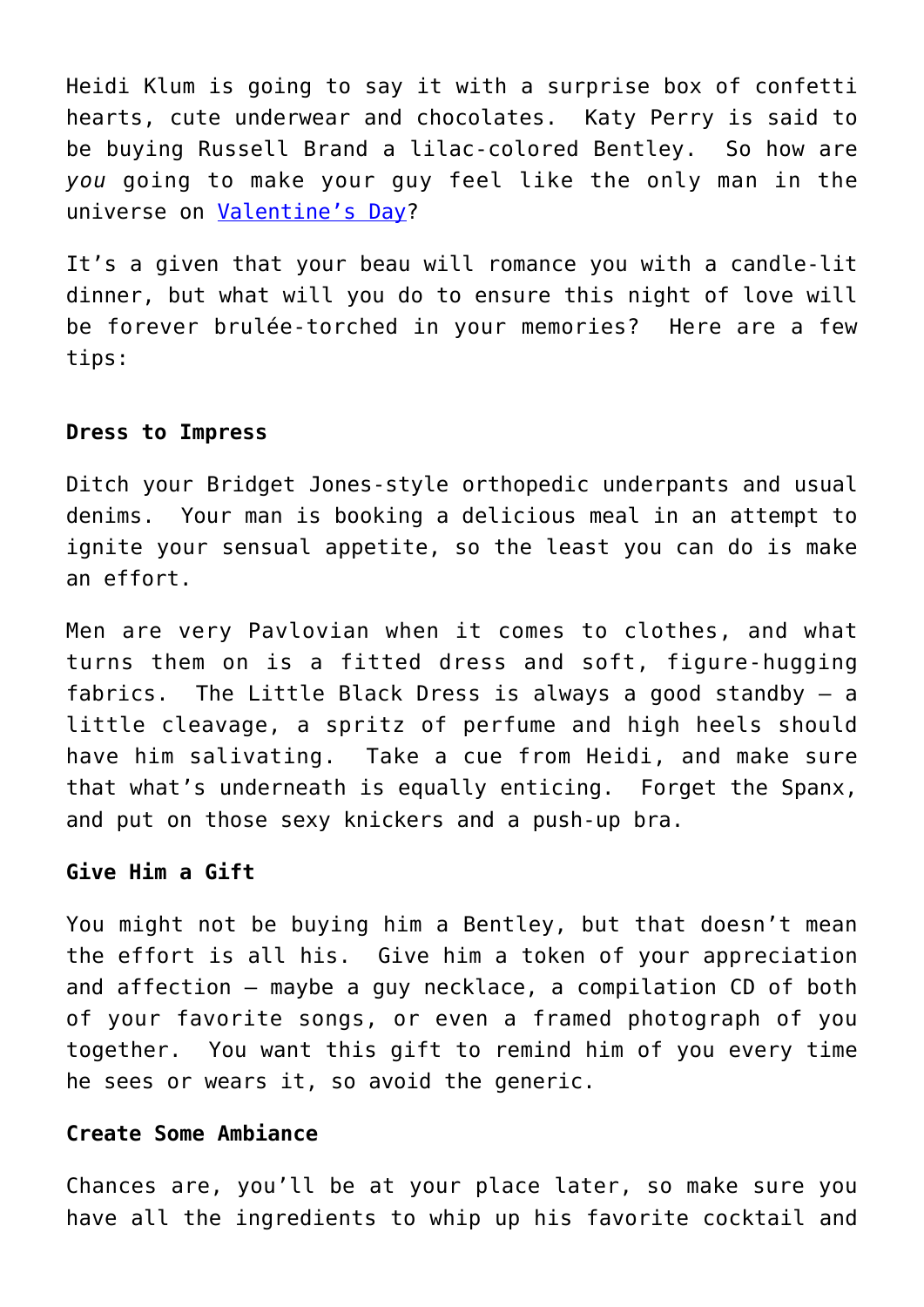Heidi Klum is going to say it with a surprise box of confetti hearts, cute underwear and chocolates. Katy Perry is said to be buying Russell Brand a lilac-colored Bentley. So how are *you* going to make your guy feel like the only man in the universe on [Valentine's Day](#)?

It's a given that your beau will romance you with a candle-lit dinner, but what will you do to ensure this night of love will be forever brulée-torched in your memories? Here are a few tips:

**Dress to Impress**

Ditch your Bridget Jones-style orthopedic underpants and usual denims. Your man is booking a delicious meal in an attempt to ignite your sensual appetite, so the least you can do is make an effort.

Men are very Pavlovian when it comes to clothes, and what turns them on is a fitted dress and soft, figure-hugging fabrics. The Little Black Dress is always a good standby – a little cleavage, a spritz of perfume and high heels should have him salivating. Take a cue from Heidi, and make sure that what's underneath is equally enticing. Forget the Spanx, and put on those sexy knickers and a push-up bra.

**Give Him a Gift**

You might not be buying him a Bentley, but that doesn't mean the effort is all his. Give him a token of your appreciation and affection – maybe a guy necklace, a compilation CD of both of your favorite songs, or even a framed photograph of you together. You want this gift to remind him of you every time he sees or wears it, so avoid the generic.

**Create Some Ambiance**

Chances are, you'll be at your place later, so make sure you have all the ingredients to whip up his favorite cocktail and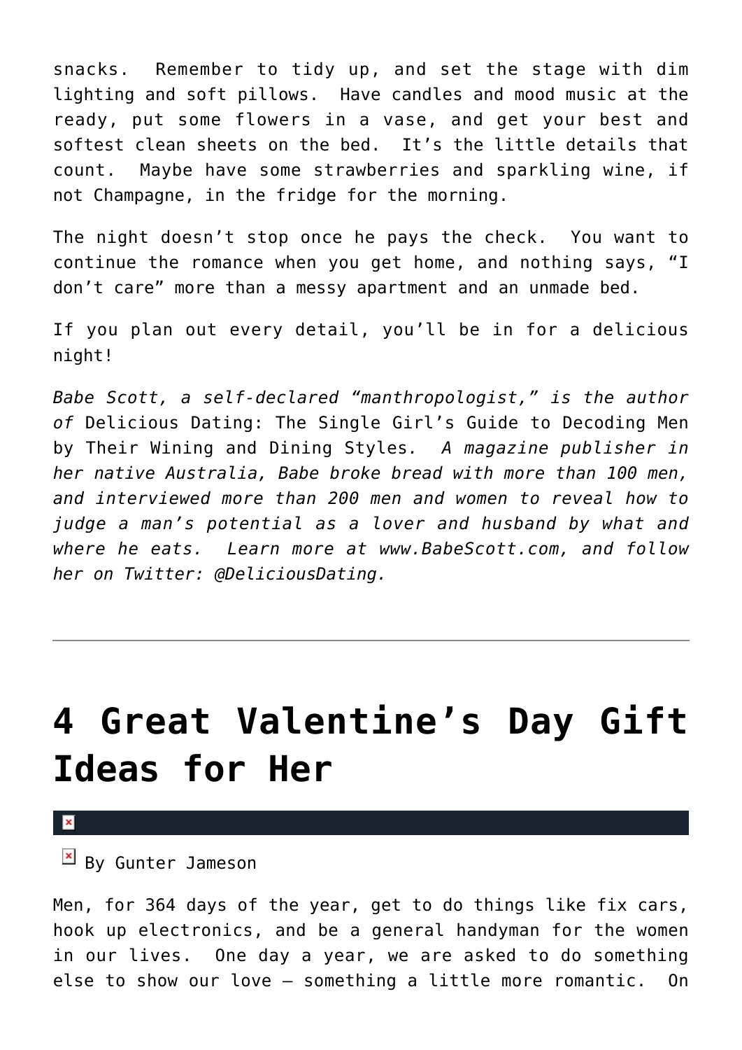snacks.  Remember to tidy up, and set the stage with dim lighting and soft pillows.  Have candles and mood music at the ready, put some flowers in a vase, and get your best and softest clean sheets on the bed.  It's the little details that count.  Maybe have some strawberries and sparkling wine, if not Champagne, in the fridge for the morning.

The night doesn't stop once he pays the check.  You want to continue the romance when you get home, and nothing says, "I don't care" more than a messy apartment and an unmade bed.

If you plan out every detail, you'll be in for a delicious night!

*Babe Scott, a self-declared "manthropologist," is the author of* Delicious Dating: The Single Girl's Guide to Decoding Men by Their Wining and Dining Styles*.  A magazine publisher in her native Australia, Babe broke bread with more than 100 men, and interviewed more than 200 men and women to reveal how to judge a man's potential as a lover and husband by what and where he eats.  Learn more at www.BabeScott.com, and follow her on Twitter: @DeliciousDating.*

---

# 4 Great Valentine's Day Gift Ideas for Her

By Gunter Jameson

Men, for 364 days of the year, get to do things like fix cars, hook up electronics, and be a general handyman for the women in our lives.  One day a year, we are asked to do something else to show our love – something a little more romantic.  On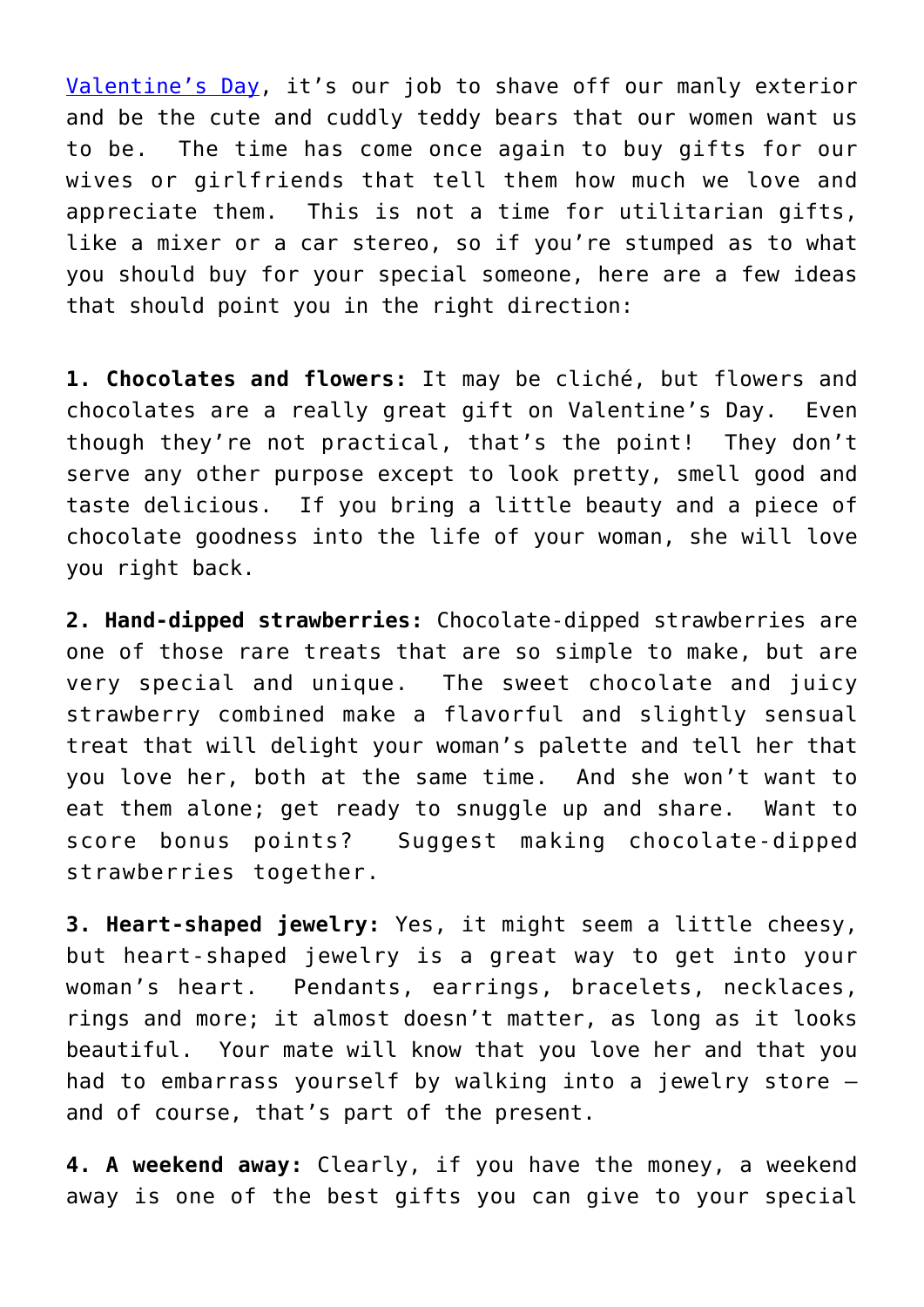Valentine's Day, it's our job to shave off our manly exterior and be the cute and cuddly teddy bears that our women want us to be. The time has come once again to buy gifts for our wives or girlfriends that tell them how much we love and appreciate them. This is not a time for utilitarian gifts, like a mixer or a car stereo, so if you're stumped as to what you should buy for your special someone, here are a few ideas that should point you in the right direction:

**1. Chocolates and flowers:** It may be cliché, but flowers and chocolates are a really great gift on Valentine's Day. Even though they're not practical, that's the point! They don't serve any other purpose except to look pretty, smell good and taste delicious. If you bring a little beauty and a piece of chocolate goodness into the life of your woman, she will love you right back.

**2. Hand-dipped strawberries:** Chocolate-dipped strawberries are one of those rare treats that are so simple to make, but are very special and unique. The sweet chocolate and juicy strawberry combined make a flavorful and slightly sensual treat that will delight your woman's palette and tell her that you love her, both at the same time. And she won't want to eat them alone; get ready to snuggle up and share. Want to score bonus points? Suggest making chocolate-dipped strawberries together.

**3. Heart-shaped jewelry:** Yes, it might seem a little cheesy, but heart-shaped jewelry is a great way to get into your woman's heart. Pendants, earrings, bracelets, necklaces, rings and more; it almost doesn't matter, as long as it looks beautiful. Your mate will know that you love her and that you had to embarrass yourself by walking into a jewelry store – and of course, that's part of the present.

**4. A weekend away:** Clearly, if you have the money, a weekend away is one of the best gifts you can give to your special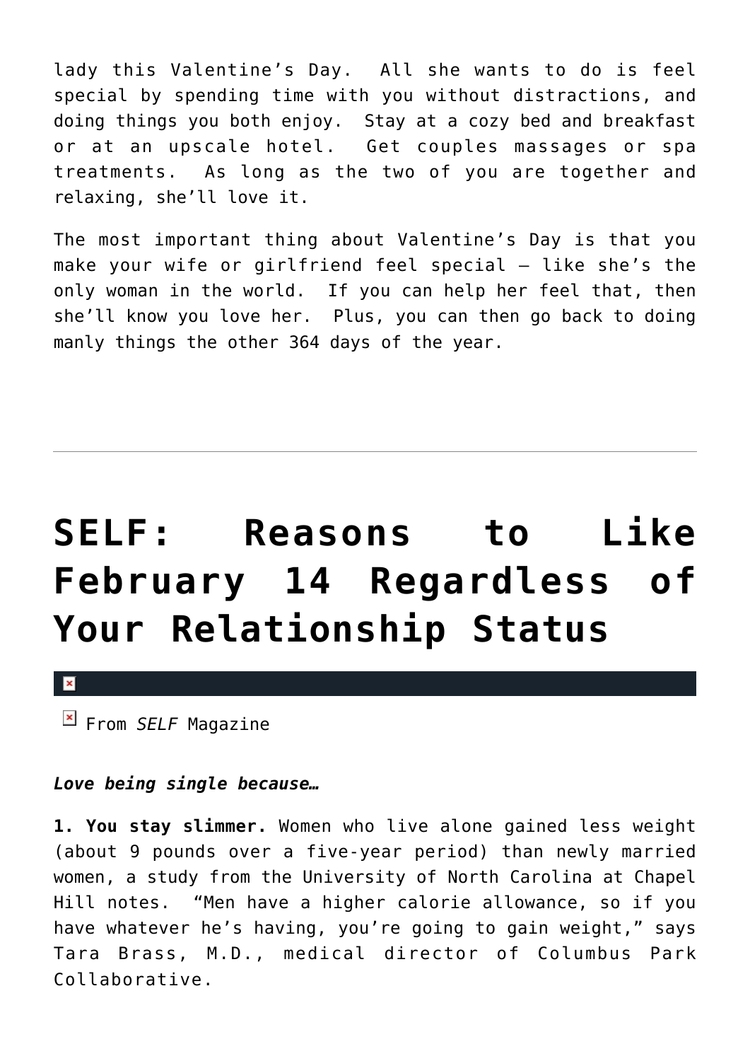lady this Valentine's Day. All she wants to do is feel special by spending time with you without distractions, and doing things you both enjoy. Stay at a cozy bed and breakfast or at an upscale hotel. Get couples massages or spa treatments. As long as the two of you are together and relaxing, she'll love it.

The most important thing about Valentine's Day is that you make your wife or girlfriend feel special – like she's the only woman in the world. If you can help her feel that, then she'll know you love her. Plus, you can then go back to doing manly things the other 364 days of the year.

---

# SELF: Reasons to Like February 14 Regardless of Your Relationship Status

From *SELF* Magazine

***Love being single because…***

**1. You stay slimmer.** Women who live alone gained less weight (about 9 pounds over a five-year period) than newly married women, a study from the University of North Carolina at Chapel Hill notes. "Men have a higher calorie allowance, so if you have whatever he's having, you're going to gain weight," says Tara Brass, M.D., medical director of Columbus Park Collaborative.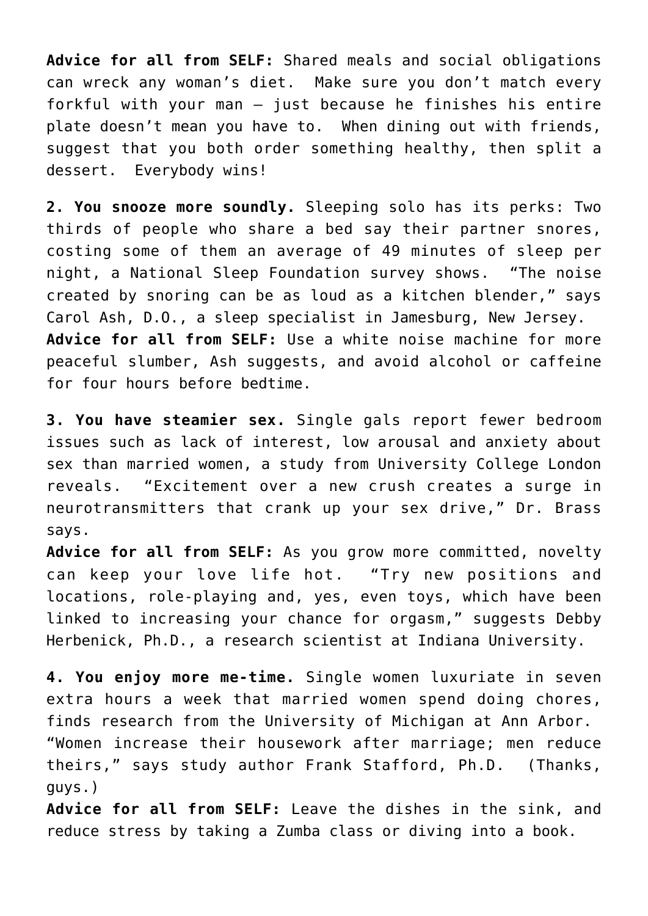**Advice for all from SELF:** Shared meals and social obligations can wreck any woman's diet. Make sure you don't match every forkful with your man — just because he finishes his entire plate doesn't mean you have to. When dining out with friends, suggest that you both order something healthy, then split a dessert. Everybody wins!

**2. You snooze more soundly.** Sleeping solo has its perks: Two thirds of people who share a bed say their partner snores, costing some of them an average of 49 minutes of sleep per night, a National Sleep Foundation survey shows. "The noise created by snoring can be as loud as a kitchen blender," says Carol Ash, D.O., a sleep specialist in Jamesburg, New Jersey.
**Advice for all from SELF:** Use a white noise machine for more peaceful slumber, Ash suggests, and avoid alcohol or caffeine for four hours before bedtime.

**3. You have steamier sex.** Single gals report fewer bedroom issues such as lack of interest, low arousal and anxiety about sex than married women, a study from University College London reveals. "Excitement over a new crush creates a surge in neurotransmitters that crank up your sex drive," Dr. Brass says.
**Advice for all from SELF:** As you grow more committed, novelty can keep your love life hot. "Try new positions and locations, role-playing and, yes, even toys, which have been linked to increasing your chance for orgasm," suggests Debby Herbenick, Ph.D., a research scientist at Indiana University.

**4. You enjoy more me-time.** Single women luxuriate in seven extra hours a week that married women spend doing chores, finds research from the University of Michigan at Ann Arbor. "Women increase their housework after marriage; men reduce theirs," says study author Frank Stafford, Ph.D. (Thanks, guys.)
**Advice for all from SELF:** Leave the dishes in the sink, and reduce stress by taking a Zumba class or diving into a book.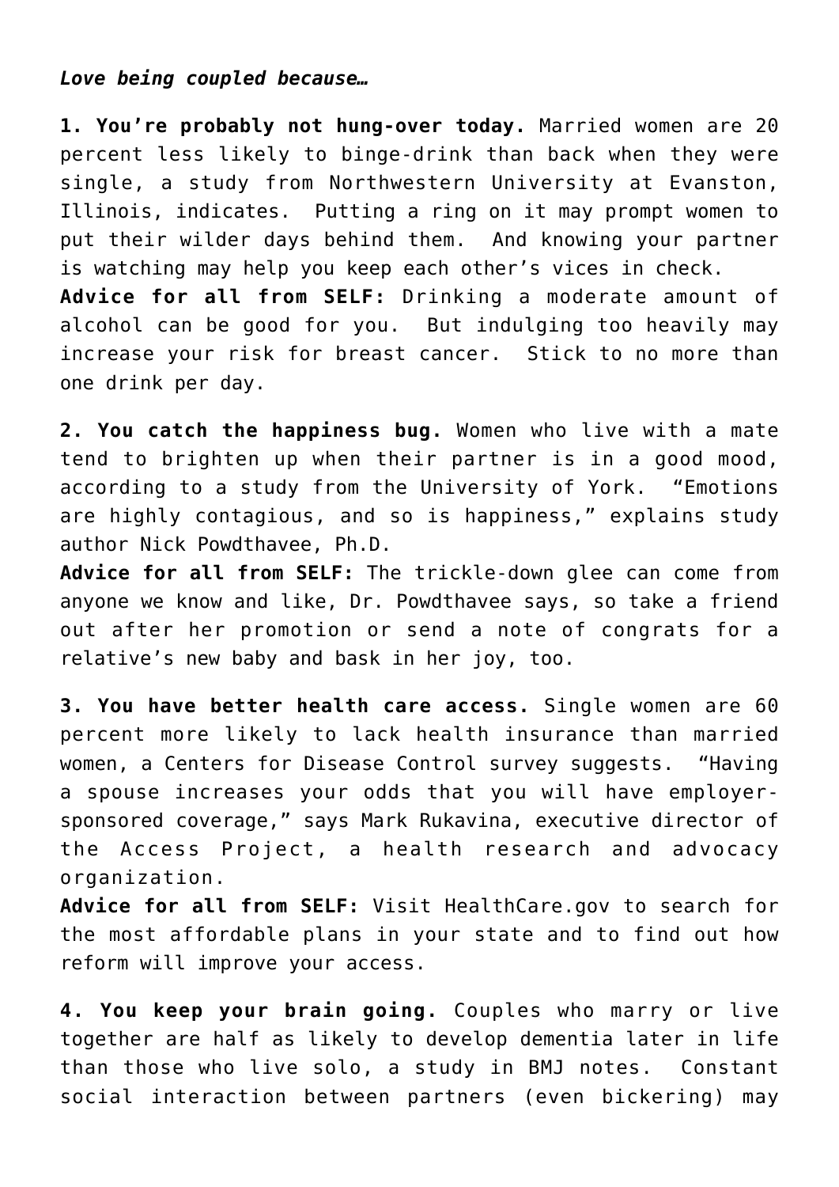***Love being coupled because…***

**1. You're probably not hung-over today.** Married women are 20 percent less likely to binge-drink than back when they were single, a study from Northwestern University at Evanston, Illinois, indicates. Putting a ring on it may prompt women to put their wilder days behind them. And knowing your partner is watching may help you keep each other's vices in check.
**Advice for all from SELF:** Drinking a moderate amount of alcohol can be good for you. But indulging too heavily may increase your risk for breast cancer. Stick to no more than one drink per day.

**2. You catch the happiness bug.** Women who live with a mate tend to brighten up when their partner is in a good mood, according to a study from the University of York. "Emotions are highly contagious, and so is happiness," explains study author Nick Powdthavee, Ph.D.
**Advice for all from SELF:** The trickle-down glee can come from anyone we know and like, Dr. Powdthavee says, so take a friend out after her promotion or send a note of congrats for a relative's new baby and bask in her joy, too.

**3. You have better health care access.** Single women are 60 percent more likely to lack health insurance than married women, a Centers for Disease Control survey suggests. "Having a spouse increases your odds that you will have employer-sponsored coverage," says Mark Rukavina, executive director of the Access Project, a health research and advocacy organization.
**Advice for all from SELF:** Visit HealthCare.gov to search for the most affordable plans in your state and to find out how reform will improve your access.

**4. You keep your brain going.** Couples who marry or live together are half as likely to develop dementia later in life than those who live solo, a study in BMJ notes. Constant social interaction between partners (even bickering) may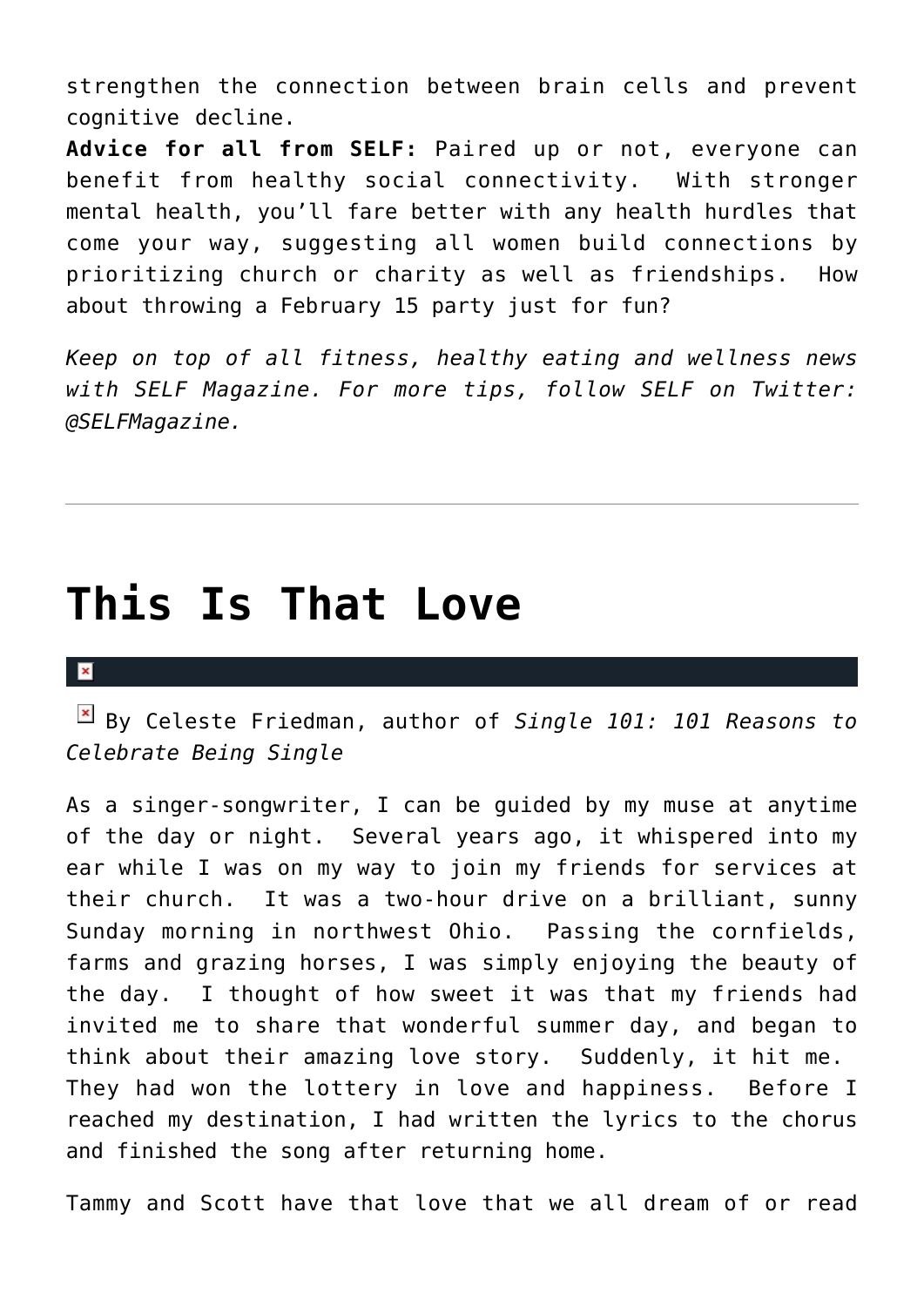strengthen the connection between brain cells and prevent cognitive decline.

**Advice for all from SELF:** Paired up or not, everyone can benefit from healthy social connectivity. With stronger mental health, you'll fare better with any health hurdles that come your way, suggesting all women build connections by prioritizing church or charity as well as friendships. How about throwing a February 15 party just for fun?

*Keep on top of all fitness, healthy eating and wellness news with SELF Magazine. For more tips, follow SELF on Twitter: @SELFMagazine.*

---

# This Is That Love

By Celeste Friedman, author of *Single 101: 101 Reasons to Celebrate Being Single*

As a singer-songwriter, I can be guided by my muse at anytime of the day or night. Several years ago, it whispered into my ear while I was on my way to join my friends for services at their church. It was a two-hour drive on a brilliant, sunny Sunday morning in northwest Ohio. Passing the cornfields, farms and grazing horses, I was simply enjoying the beauty of the day. I thought of how sweet it was that my friends had invited me to share that wonderful summer day, and began to think about their amazing love story. Suddenly, it hit me. They had won the lottery in love and happiness. Before I reached my destination, I had written the lyrics to the chorus and finished the song after returning home.

Tammy and Scott have that love that we all dream of or read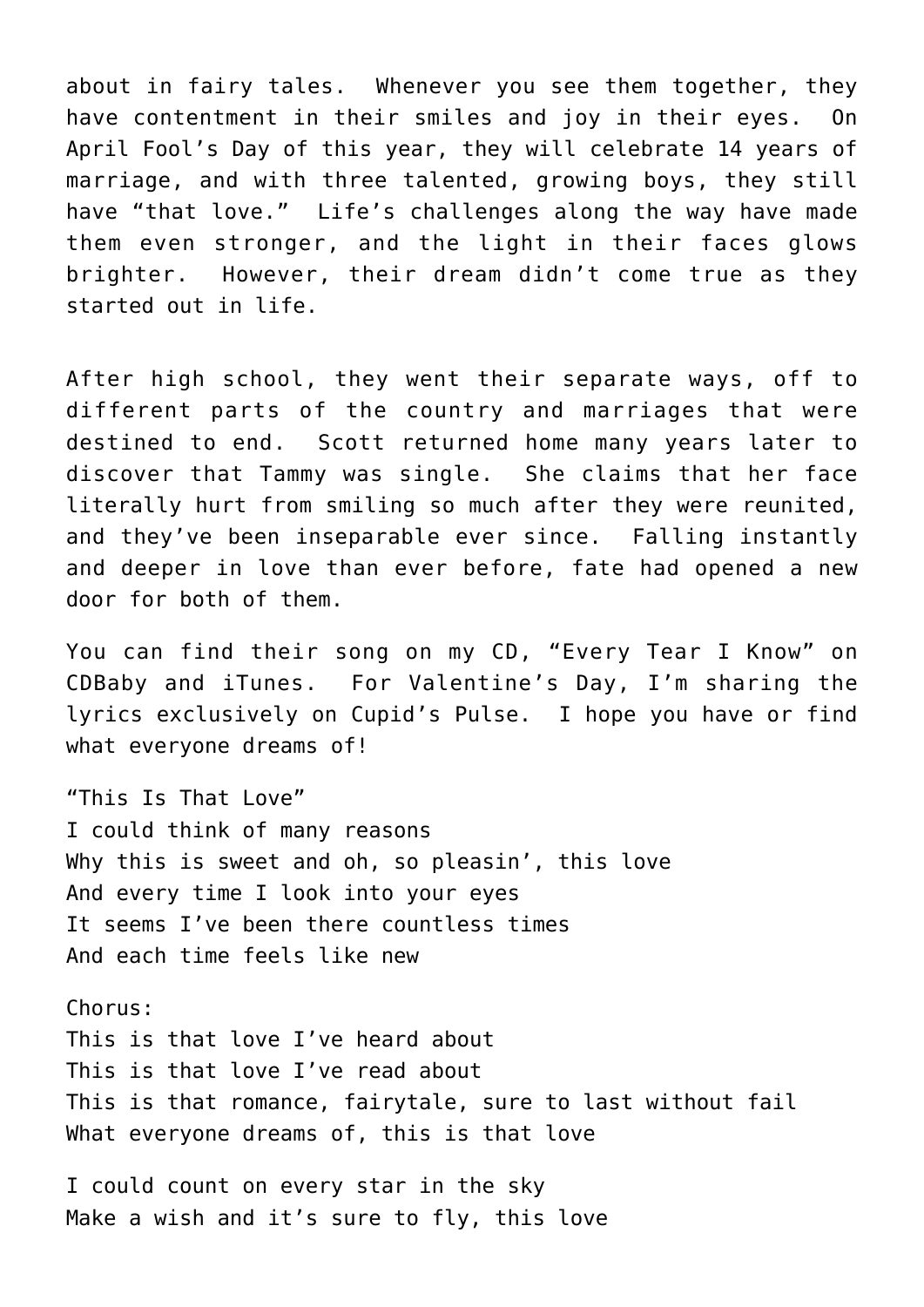about in fairy tales. Whenever you see them together, they have contentment in their smiles and joy in their eyes. On April Fool's Day of this year, they will celebrate 14 years of marriage, and with three talented, growing boys, they still have "that love." Life's challenges along the way have made them even stronger, and the light in their faces glows brighter. However, their dream didn't come true as they started out in life.

After high school, they went their separate ways, off to different parts of the country and marriages that were destined to end. Scott returned home many years later to discover that Tammy was single. She claims that her face literally hurt from smiling so much after they were reunited, and they've been inseparable ever since. Falling instantly and deeper in love than ever before, fate had opened a new door for both of them.

You can find their song on my CD, "Every Tear I Know" on CDBaby and iTunes. For Valentine's Day, I'm sharing the lyrics exclusively on Cupid's Pulse. I hope you have or find what everyone dreams of!

"This Is That Love"
I could think of many reasons
Why this is sweet and oh, so pleasin', this love
And every time I look into your eyes
It seems I've been there countless times
And each time feels like new

Chorus:
This is that love I've heard about
This is that love I've read about
This is that romance, fairytale, sure to last without fail
What everyone dreams of, this is that love

I could count on every star in the sky
Make a wish and it's sure to fly, this love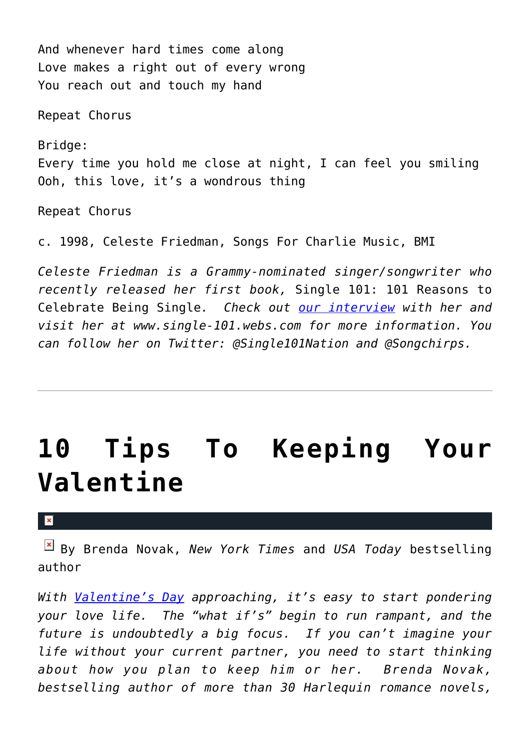And whenever hard times come along
Love makes a right out of every wrong
You reach out and touch my hand

Repeat Chorus

Bridge:
Every time you hold me close at night, I can feel you smiling
Ooh, this love, it's a wondrous thing

Repeat Chorus

c. 1998, Celeste Friedman, Songs For Charlie Music, BMI

*Celeste Friedman is a Grammy-nominated singer/songwriter who recently released her first book,* Single 101: 101 Reasons to Celebrate Being Single*. Check out [our interview](#) with her and visit her at www.single-101.webs.com for more information. You can follow her on Twitter: @Single101Nation and @Songchirps.*

---

# 10 Tips To Keeping Your Valentine

By Brenda Novak, *New York Times* and *USA Today* bestselling author

*With [Valentine's Day](#) approaching, it's easy to start pondering your love life. The "what if's" begin to run rampant, and the future is undoubtedly a big focus. If you can't imagine your life without your current partner, you need to start thinking about how you plan to keep him or her. Brenda Novak, bestselling author of more than 30 Harlequin romance novels,*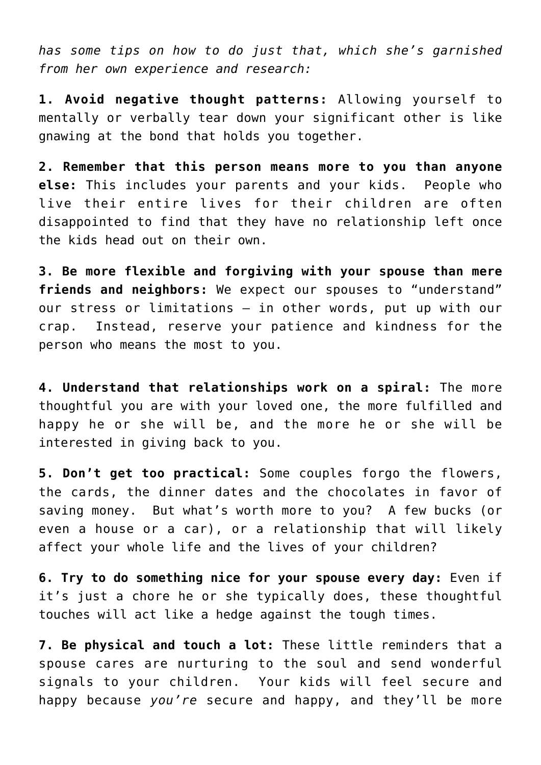*has some tips on how to do just that, which she's garnished from her own experience and research:*

**1. Avoid negative thought patterns:** Allowing yourself to mentally or verbally tear down your significant other is like gnawing at the bond that holds you together.

**2. Remember that this person means more to you than anyone else:** This includes your parents and your kids. People who live their entire lives for their children are often disappointed to find that they have no relationship left once the kids head out on their own.

**3. Be more flexible and forgiving with your spouse than mere friends and neighbors:** We expect our spouses to "understand" our stress or limitations — in other words, put up with our crap. Instead, reserve your patience and kindness for the person who means the most to you.

**4. Understand that relationships work on a spiral:** The more thoughtful you are with your loved one, the more fulfilled and happy he or she will be, and the more he or she will be interested in giving back to you.

**5. Don't get too practical:** Some couples forgo the flowers, the cards, the dinner dates and the chocolates in favor of saving money. But what's worth more to you? A few bucks (or even a house or a car), or a relationship that will likely affect your whole life and the lives of your children?

**6. Try to do something nice for your spouse every day:** Even if it's just a chore he or she typically does, these thoughtful touches will act like a hedge against the tough times.

**7. Be physical and touch a lot:** These little reminders that a spouse cares are nurturing to the soul and send wonderful signals to your children. Your kids will feel secure and happy because *you're* secure and happy, and they'll be more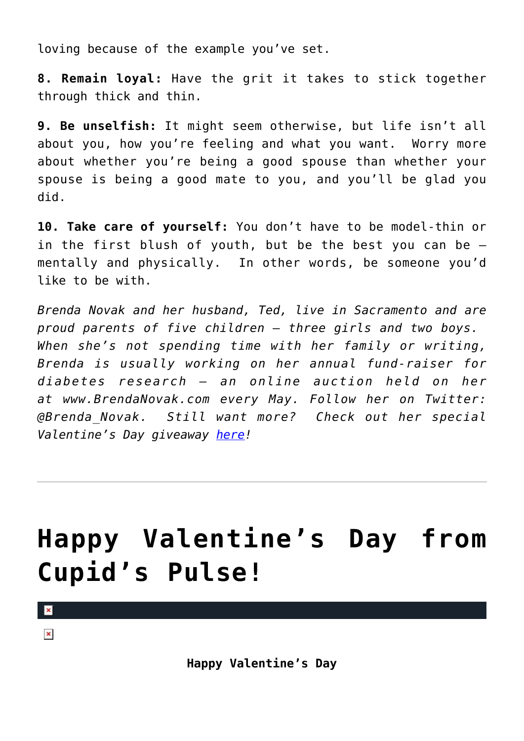loving because of the example you've set.

**8. Remain loyal:** Have the grit it takes to stick together through thick and thin.

**9. Be unselfish:** It might seem otherwise, but life isn't all about you, how you're feeling and what you want. Worry more about whether you're being a good spouse than whether your spouse is being a good mate to you, and you'll be glad you did.

**10. Take care of yourself:** You don't have to be model-thin or in the first blush of youth, but be the best you can be – mentally and physically. In other words, be someone you'd like to be with.

*Brenda Novak and her husband, Ted, live in Sacramento and are proud parents of five children – three girls and two boys. When she's not spending time with her family or writing, Brenda is usually working on her annual fund-raiser for diabetes research – an online auction held on her at www.BrendaNovak.com every May. Follow her on Twitter: @Brenda_Novak. Still want more? Check out her special Valentine's Day giveaway here!*

---

# Happy Valentine's Day from Cupid's Pulse!

**Happy Valentine's Day**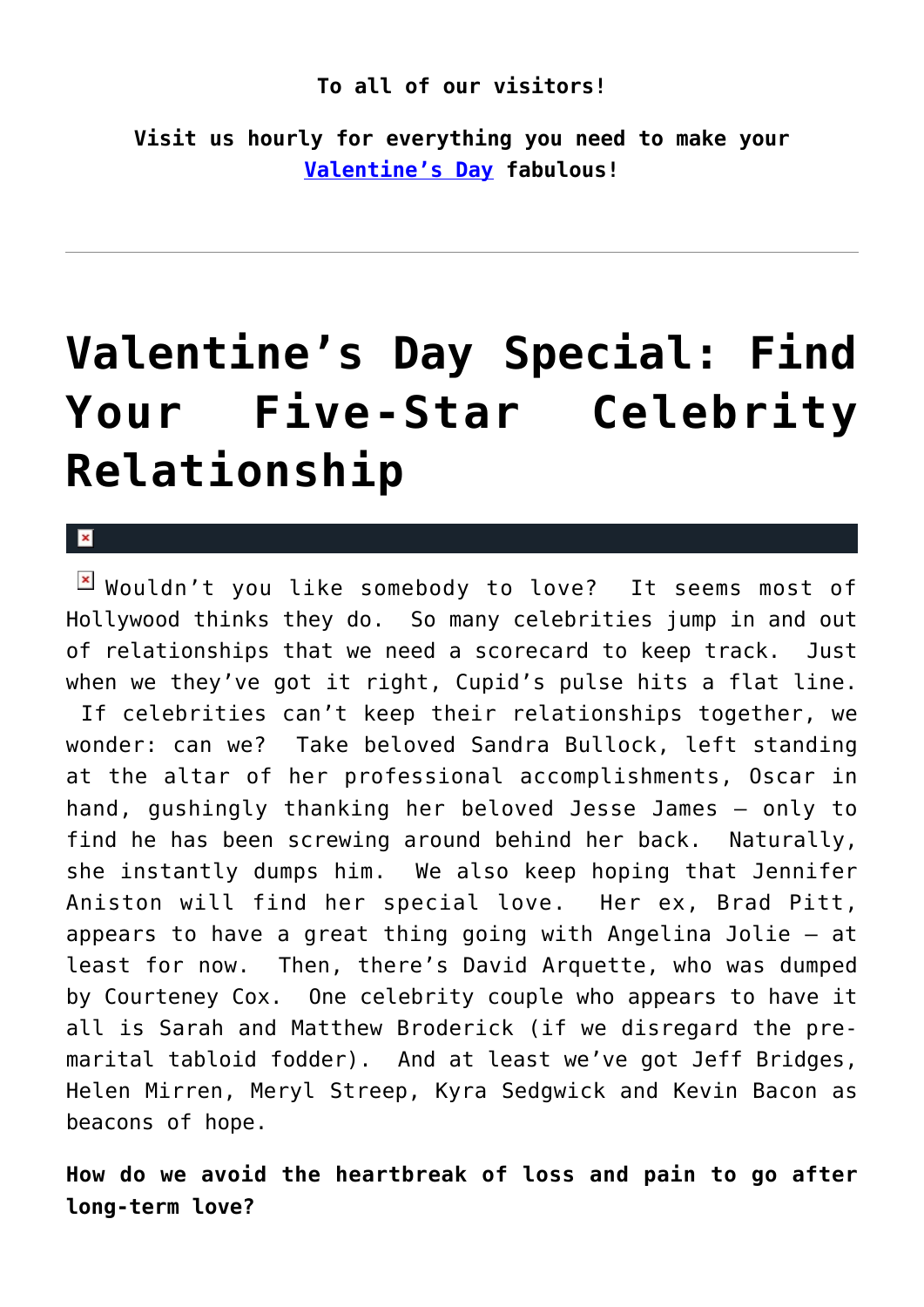**To all of our visitors!**

**Visit us hourly for everything you need to make your Valentine's Day fabulous!**

---

# Valentine's Day Special: Find Your Five-Star Celebrity Relationship

Wouldn't you like somebody to love? It seems most of Hollywood thinks they do. So many celebrities jump in and out of relationships that we need a scorecard to keep track. Just when we they've got it right, Cupid's pulse hits a flat line. If celebrities can't keep their relationships together, we wonder: can we? Take beloved Sandra Bullock, left standing at the altar of her professional accomplishments, Oscar in hand, gushingly thanking her beloved Jesse James – only to find he has been screwing around behind her back. Naturally, she instantly dumps him. We also keep hoping that Jennifer Aniston will find her special love. Her ex, Brad Pitt, appears to have a great thing going with Angelina Jolie – at least for now. Then, there's David Arquette, who was dumped by Courteney Cox. One celebrity couple who appears to have it all is Sarah and Matthew Broderick (if we disregard the pre-marital tabloid fodder). And at least we've got Jeff Bridges, Helen Mirren, Meryl Streep, Kyra Sedgwick and Kevin Bacon as beacons of hope.

**How do we avoid the heartbreak of loss and pain to go after long-term love?**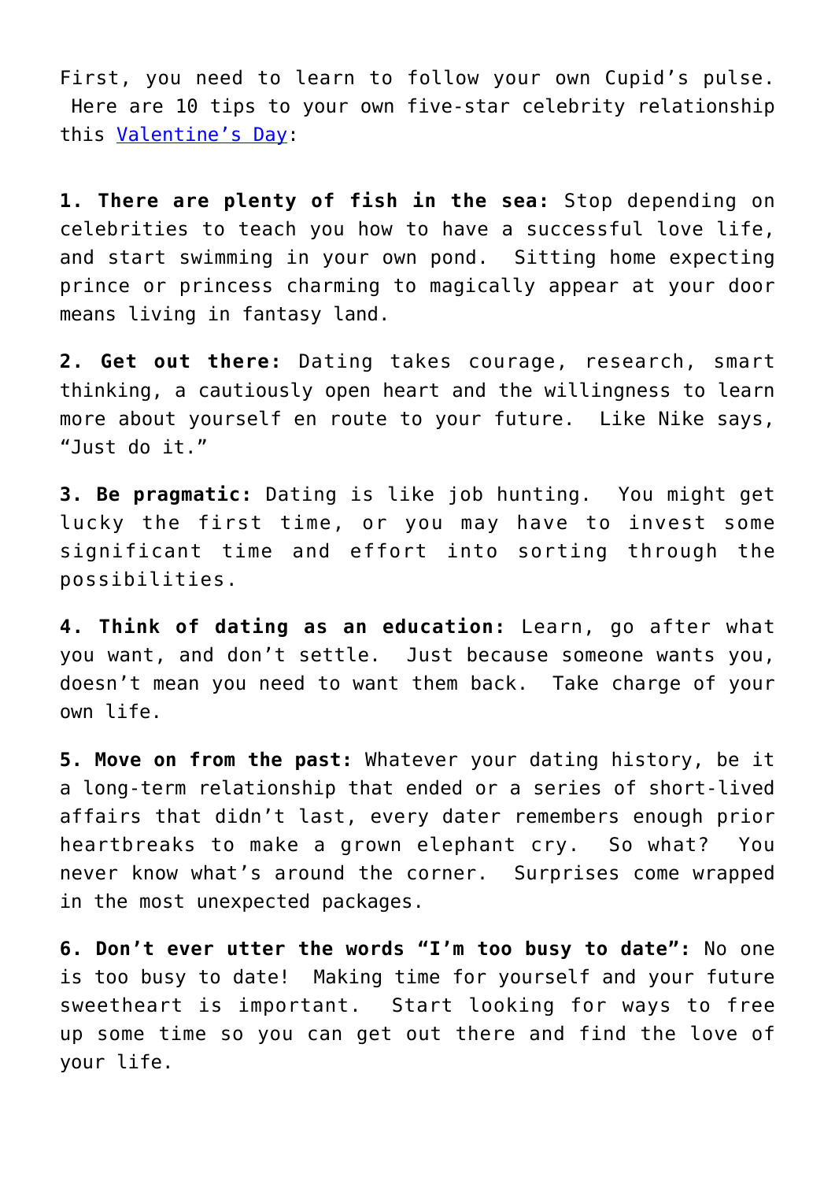First, you need to learn to follow your own Cupid's pulse. Here are 10 tips to your own five-star celebrity relationship this [Valentine's Day](Valentine's Day):

**1. There are plenty of fish in the sea:** Stop depending on celebrities to teach you how to have a successful love life, and start swimming in your own pond. Sitting home expecting prince or princess charming to magically appear at your door means living in fantasy land.

**2. Get out there:** Dating takes courage, research, smart thinking, a cautiously open heart and the willingness to learn more about yourself en route to your future. Like Nike says, "Just do it."

**3. Be pragmatic:** Dating is like job hunting. You might get lucky the first time, or you may have to invest some significant time and effort into sorting through the possibilities.

**4. Think of dating as an education:** Learn, go after what you want, and don't settle. Just because someone wants you, doesn't mean you need to want them back. Take charge of your own life.

**5. Move on from the past:** Whatever your dating history, be it a long-term relationship that ended or a series of short-lived affairs that didn't last, every dater remembers enough prior heartbreaks to make a grown elephant cry. So what? You never know what's around the corner. Surprises come wrapped in the most unexpected packages.

**6. Don't ever utter the words "I'm too busy to date":** No one is too busy to date! Making time for yourself and your future sweetheart is important. Start looking for ways to free up some time so you can get out there and find the love of your life.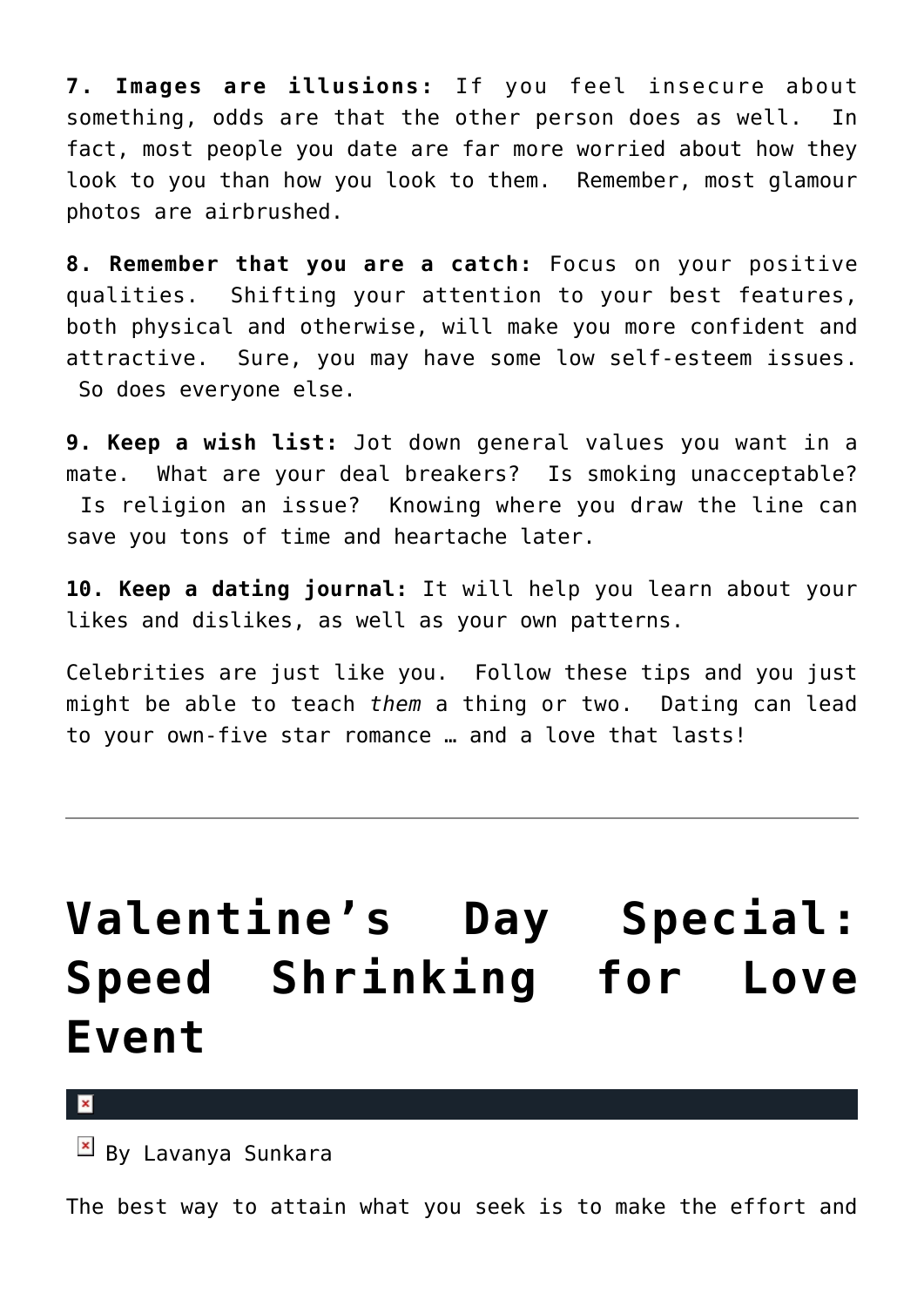**7. Images are illusions:** If you feel insecure about something, odds are that the other person does as well. In fact, most people you date are far more worried about how they look to you than how you look to them. Remember, most glamour photos are airbrushed.

**8. Remember that you are a catch:** Focus on your positive qualities. Shifting your attention to your best features, both physical and otherwise, will make you more confident and attractive. Sure, you may have some low self-esteem issues. So does everyone else.

**9. Keep a wish list:** Jot down general values you want in a mate. What are your deal breakers? Is smoking unacceptable? Is religion an issue? Knowing where you draw the line can save you tons of time and heartache later.

**10. Keep a dating journal:** It will help you learn about your likes and dislikes, as well as your own patterns.

Celebrities are just like you. Follow these tips and you just might be able to teach *them* a thing or two. Dating can lead to your own-five star romance … and a love that lasts!

---

# Valentine's Day Special: Speed Shrinking for Love Event

By Lavanya Sunkara

The best way to attain what you seek is to make the effort and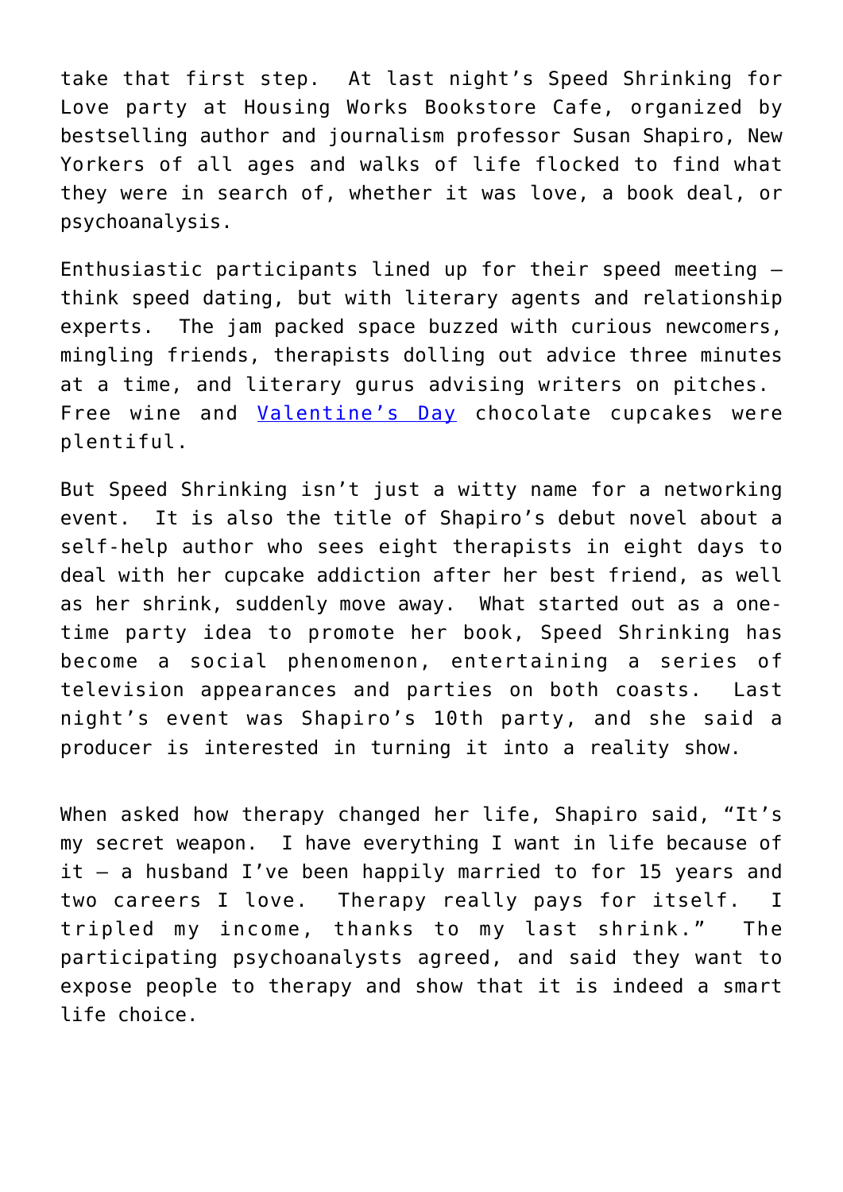take that first step. At last night's Speed Shrinking for Love party at Housing Works Bookstore Cafe, organized by bestselling author and journalism professor Susan Shapiro, New Yorkers of all ages and walks of life flocked to find what they were in search of, whether it was love, a book deal, or psychoanalysis.

Enthusiastic participants lined up for their speed meeting – think speed dating, but with literary agents and relationship experts. The jam packed space buzzed with curious newcomers, mingling friends, therapists dolling out advice three minutes at a time, and literary gurus advising writers on pitches. Free wine and Valentine's Day chocolate cupcakes were plentiful.

But Speed Shrinking isn't just a witty name for a networking event. It is also the title of Shapiro's debut novel about a self-help author who sees eight therapists in eight days to deal with her cupcake addiction after her best friend, as well as her shrink, suddenly move away. What started out as a one-time party idea to promote her book, Speed Shrinking has become a social phenomenon, entertaining a series of television appearances and parties on both coasts. Last night's event was Shapiro's 10th party, and she said a producer is interested in turning it into a reality show.

When asked how therapy changed her life, Shapiro said, "It's my secret weapon. I have everything I want in life because of it – a husband I've been happily married to for 15 years and two careers I love. Therapy really pays for itself. I tripled my income, thanks to my last shrink." The participating psychoanalysts agreed, and said they want to expose people to therapy and show that it is indeed a smart life choice.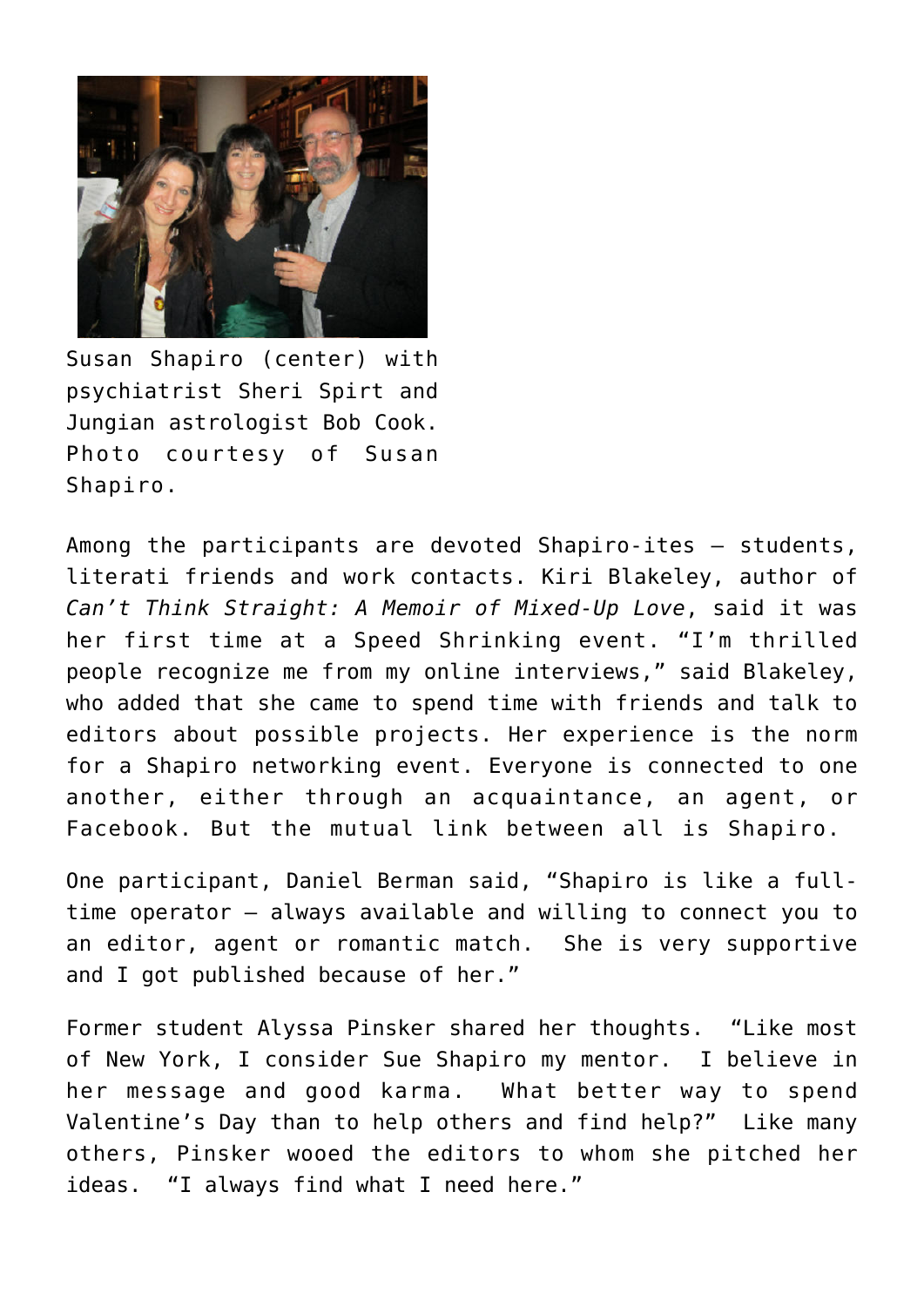Susan Shapiro (center) with psychiatrist Sheri Spirt and Jungian astrologist Bob Cook. Photo courtesy of Susan Shapiro.

Among the participants are devoted Shapiro-ites – students, literati friends and work contacts. Kiri Blakeley, author of *Can't Think Straight: A Memoir of Mixed-Up Love*, said it was her first time at a Speed Shrinking event. "I'm thrilled people recognize me from my online interviews," said Blakeley, who added that she came to spend time with friends and talk to editors about possible projects. Her experience is the norm for a Shapiro networking event. Everyone is connected to one another, either through an acquaintance, an agent, or Facebook. But the mutual link between all is Shapiro.

One participant, Daniel Berman said, "Shapiro is like a full-time operator – always available and willing to connect you to an editor, agent or romantic match.  She is very supportive and I got published because of her."

Former student Alyssa Pinsker shared her thoughts.  "Like most of New York, I consider Sue Shapiro my mentor.  I believe in her message and good karma.  What better way to spend Valentine's Day than to help others and find help?"  Like many others, Pinsker wooed the editors to whom she pitched her ideas.  "I always find what I need here."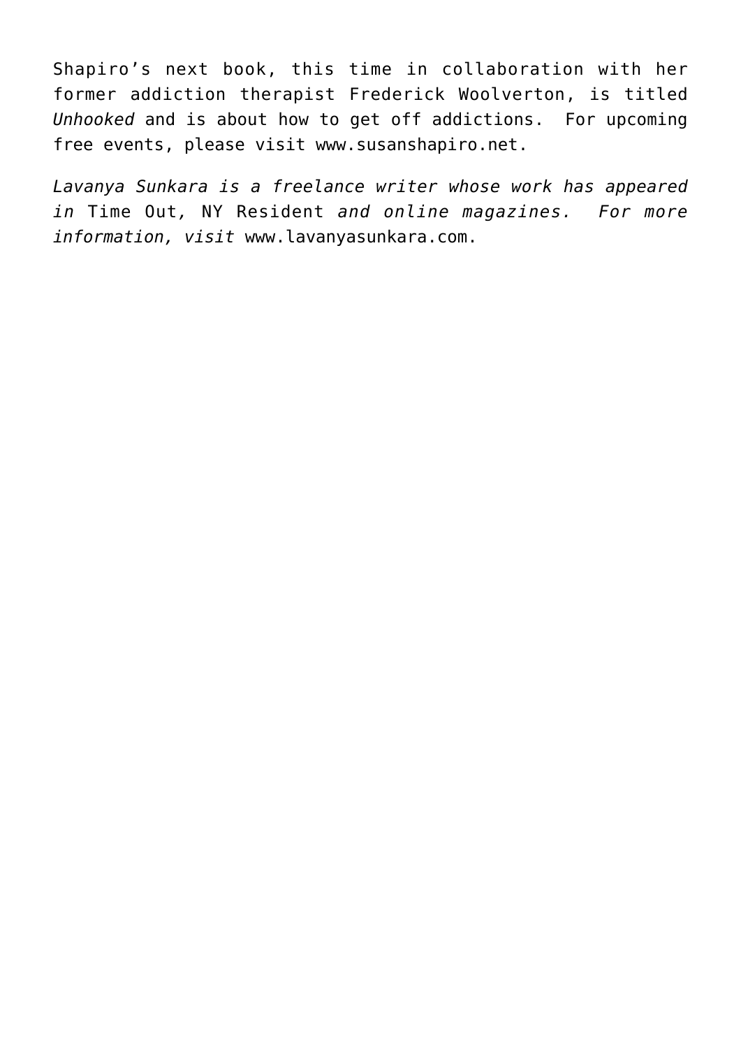Shapiro's next book, this time in collaboration with her former addiction therapist Frederick Woolverton, is titled *Unhooked* and is about how to get off addictions. For upcoming free events, please visit www.susanshapiro.net.

*Lavanya Sunkara is a freelance writer whose work has appeared in* Time Out, NY Resident *and online magazines. For more information, visit* www.lavanyasunkara.com.